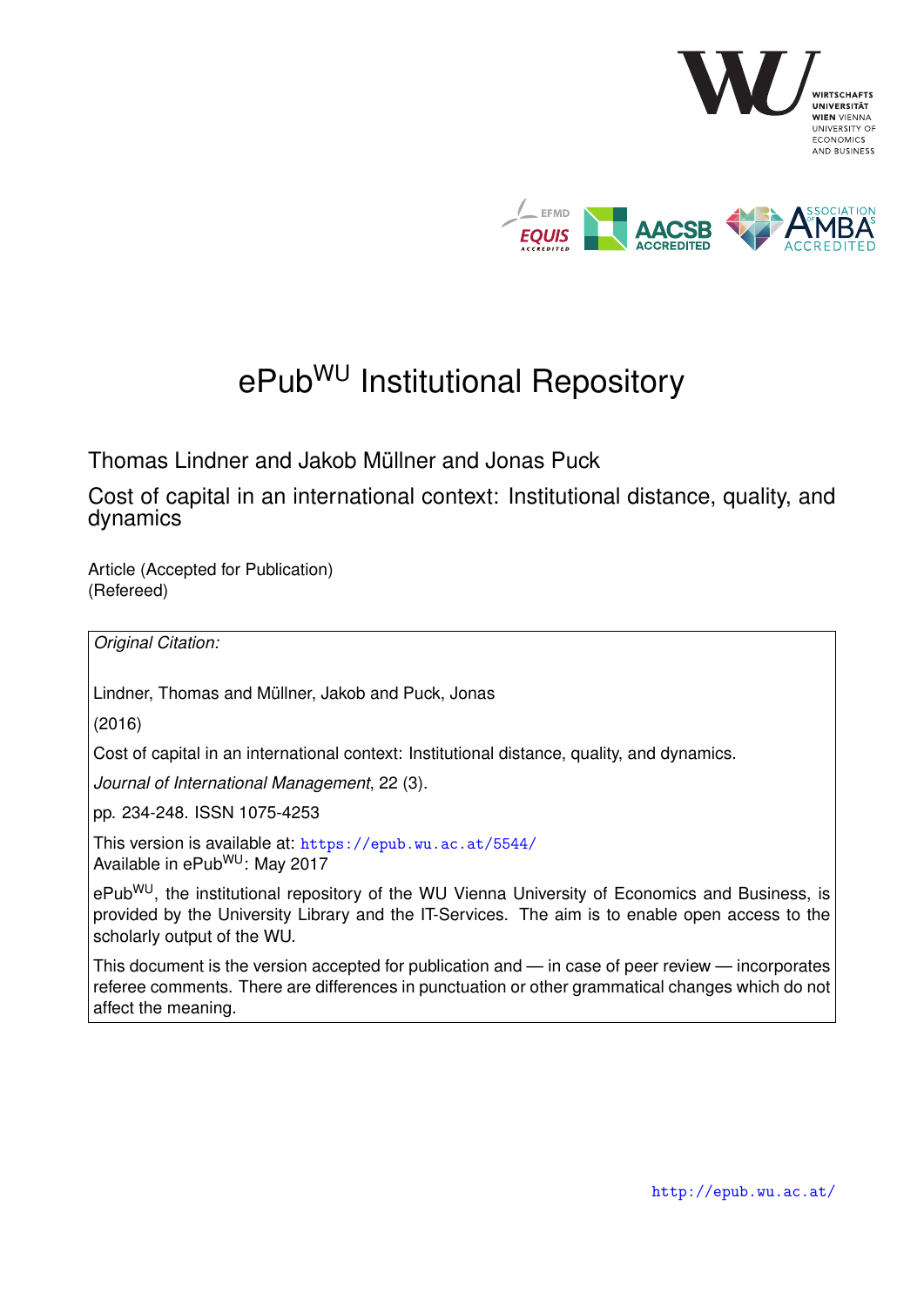# ePub$^{WU}$ Institutional Repository

Thomas Lindner and Jakob Müllner and Jonas Puck

## Cost of capital in an international context: Institutional distance, quality, and dynamics

Article (Accepted for Publication)
(Refereed)

*Original Citation:*

Lindner, Thomas and Müllner, Jakob and Puck, Jonas

(2016)

Cost of capital in an international context: Institutional distance, quality, and dynamics.

*Journal of International Management*, 22 (3).

pp. 234-248. ISSN 1075-4253

This version is available at: https://epub.wu.ac.at/5544/
Available in ePub$^{WU}$: May 2017

ePub$^{WU}$, the institutional repository of the WU Vienna University of Economics and Business, is provided by the University Library and the IT-Services. The aim is to enable open access to the scholarly output of the WU.

This document is the version accepted for publication and — in case of peer review — incorporates referee comments. There are differences in punctuation or other grammatical changes which do not affect the meaning.

http://epub.wu.ac.at/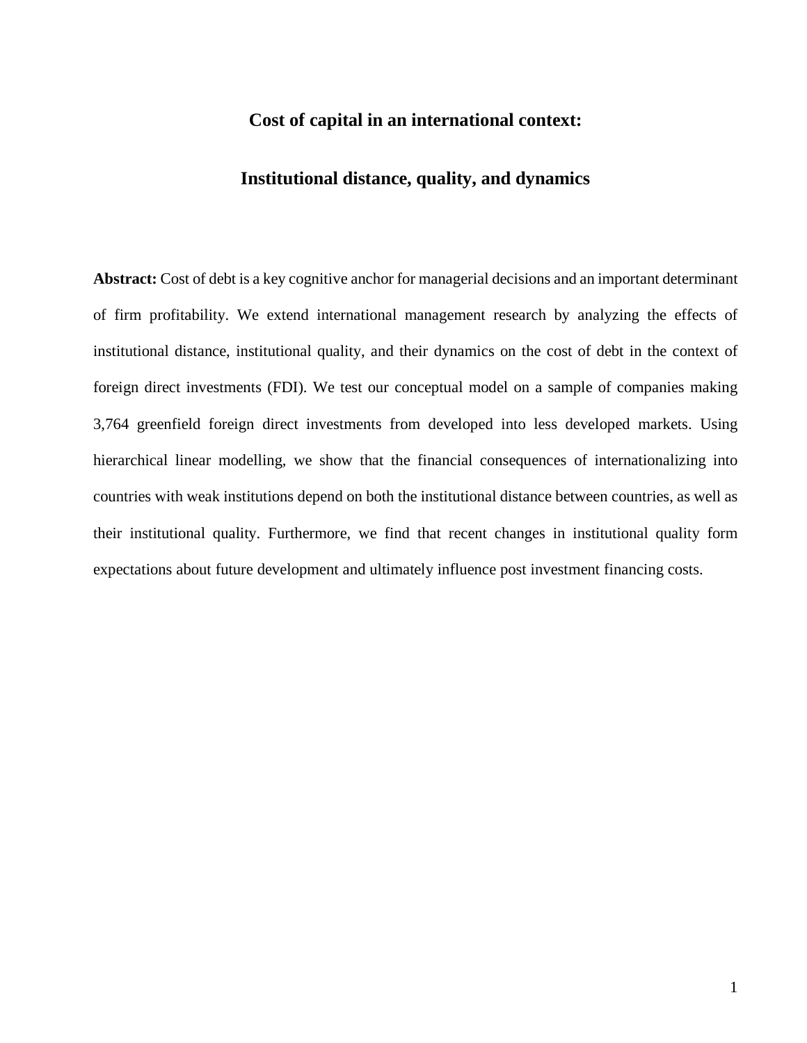# Cost of capital in an international context:

# Institutional distance, quality, and dynamics

**Abstract:** Cost of debt is a key cognitive anchor for managerial decisions and an important determinant of firm profitability. We extend international management research by analyzing the effects of institutional distance, institutional quality, and their dynamics on the cost of debt in the context of foreign direct investments (FDI). We test our conceptual model on a sample of companies making 3,764 greenfield foreign direct investments from developed into less developed markets. Using hierarchical linear modelling, we show that the financial consequences of internationalizing into countries with weak institutions depend on both the institutional distance between countries, as well as their institutional quality. Furthermore, we find that recent changes in institutional quality form expectations about future development and ultimately influence post investment financing costs.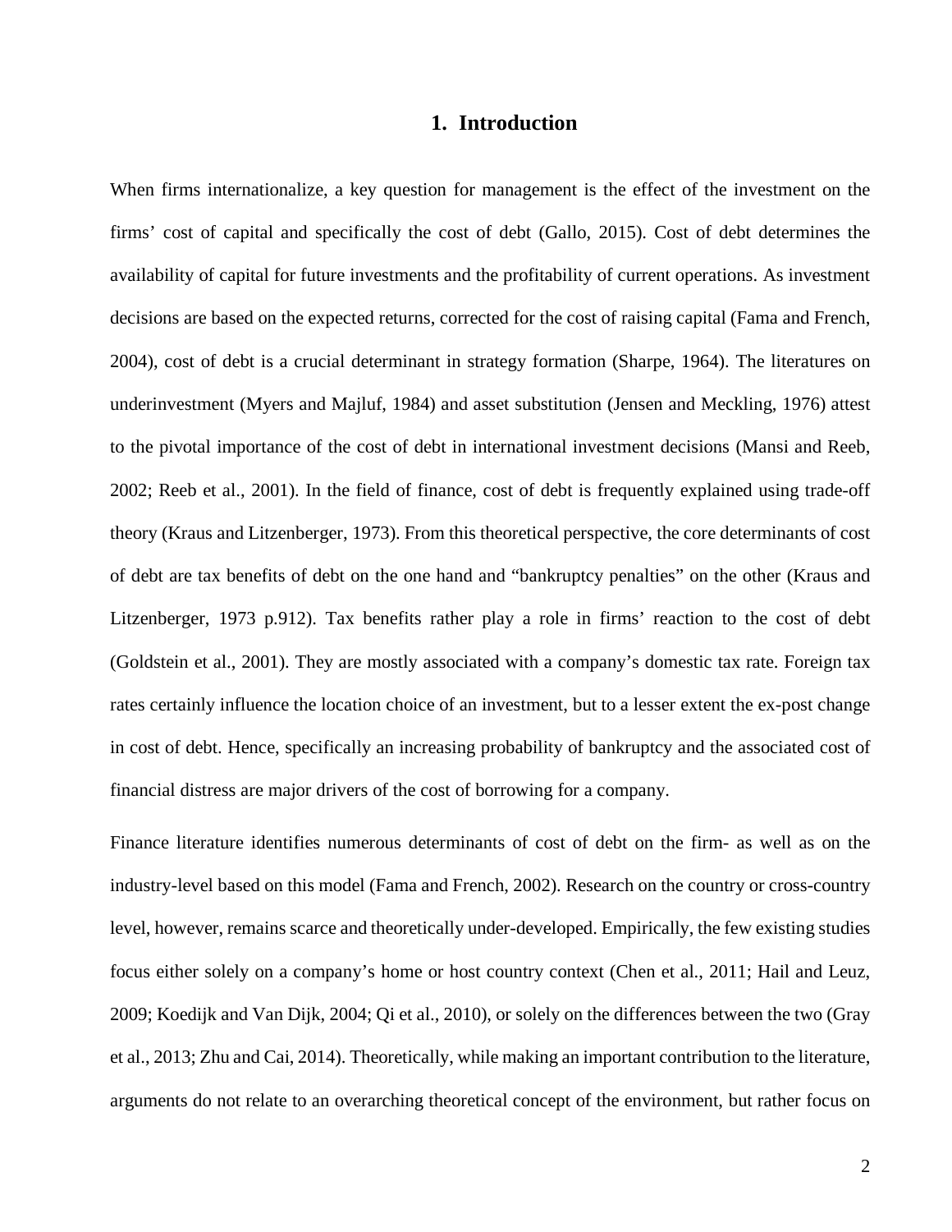# 1. Introduction

When firms internationalize, a key question for management is the effect of the investment on the firms' cost of capital and specifically the cost of debt (Gallo, 2015). Cost of debt determines the availability of capital for future investments and the profitability of current operations. As investment decisions are based on the expected returns, corrected for the cost of raising capital (Fama and French, 2004), cost of debt is a crucial determinant in strategy formation (Sharpe, 1964). The literatures on underinvestment (Myers and Majluf, 1984) and asset substitution (Jensen and Meckling, 1976) attest to the pivotal importance of the cost of debt in international investment decisions (Mansi and Reeb, 2002; Reeb et al., 2001). In the field of finance, cost of debt is frequently explained using trade-off theory (Kraus and Litzenberger, 1973). From this theoretical perspective, the core determinants of cost of debt are tax benefits of debt on the one hand and "bankruptcy penalties" on the other (Kraus and Litzenberger, 1973 p.912). Tax benefits rather play a role in firms' reaction to the cost of debt (Goldstein et al., 2001). They are mostly associated with a company's domestic tax rate. Foreign tax rates certainly influence the location choice of an investment, but to a lesser extent the ex-post change in cost of debt. Hence, specifically an increasing probability of bankruptcy and the associated cost of financial distress are major drivers of the cost of borrowing for a company.

Finance literature identifies numerous determinants of cost of debt on the firm- as well as on the industry-level based on this model (Fama and French, 2002). Research on the country or cross-country level, however, remains scarce and theoretically under-developed. Empirically, the few existing studies focus either solely on a company's home or host country context (Chen et al., 2011; Hail and Leuz, 2009; Koedijk and Van Dijk, 2004; Qi et al., 2010), or solely on the differences between the two (Gray et al., 2013; Zhu and Cai, 2014). Theoretically, while making an important contribution to the literature, arguments do not relate to an overarching theoretical concept of the environment, but rather focus on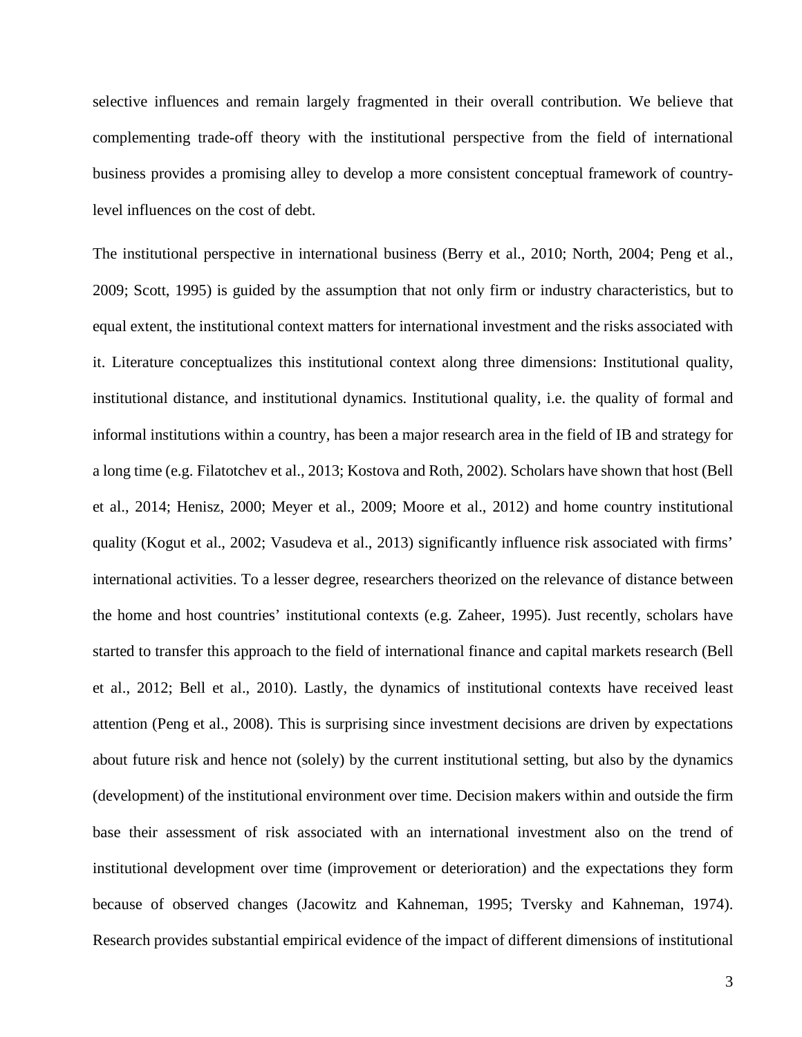selective influences and remain largely fragmented in their overall contribution. We believe that complementing trade-off theory with the institutional perspective from the field of international business provides a promising alley to develop a more consistent conceptual framework of country-level influences on the cost of debt.

The institutional perspective in international business (Berry et al., 2010; North, 2004; Peng et al., 2009; Scott, 1995) is guided by the assumption that not only firm or industry characteristics, but to equal extent, the institutional context matters for international investment and the risks associated with it. Literature conceptualizes this institutional context along three dimensions: Institutional quality, institutional distance, and institutional dynamics. Institutional quality, i.e. the quality of formal and informal institutions within a country, has been a major research area in the field of IB and strategy for a long time (e.g. Filatotchev et al., 2013; Kostova and Roth, 2002). Scholars have shown that host (Bell et al., 2014; Henisz, 2000; Meyer et al., 2009; Moore et al., 2012) and home country institutional quality (Kogut et al., 2002; Vasudeva et al., 2013) significantly influence risk associated with firms' international activities. To a lesser degree, researchers theorized on the relevance of distance between the home and host countries' institutional contexts (e.g. Zaheer, 1995). Just recently, scholars have started to transfer this approach to the field of international finance and capital markets research (Bell et al., 2012; Bell et al., 2010). Lastly, the dynamics of institutional contexts have received least attention (Peng et al., 2008). This is surprising since investment decisions are driven by expectations about future risk and hence not (solely) by the current institutional setting, but also by the dynamics (development) of the institutional environment over time. Decision makers within and outside the firm base their assessment of risk associated with an international investment also on the trend of institutional development over time (improvement or deterioration) and the expectations they form because of observed changes (Jacowitz and Kahneman, 1995; Tversky and Kahneman, 1974). Research provides substantial empirical evidence of the impact of different dimensions of institutional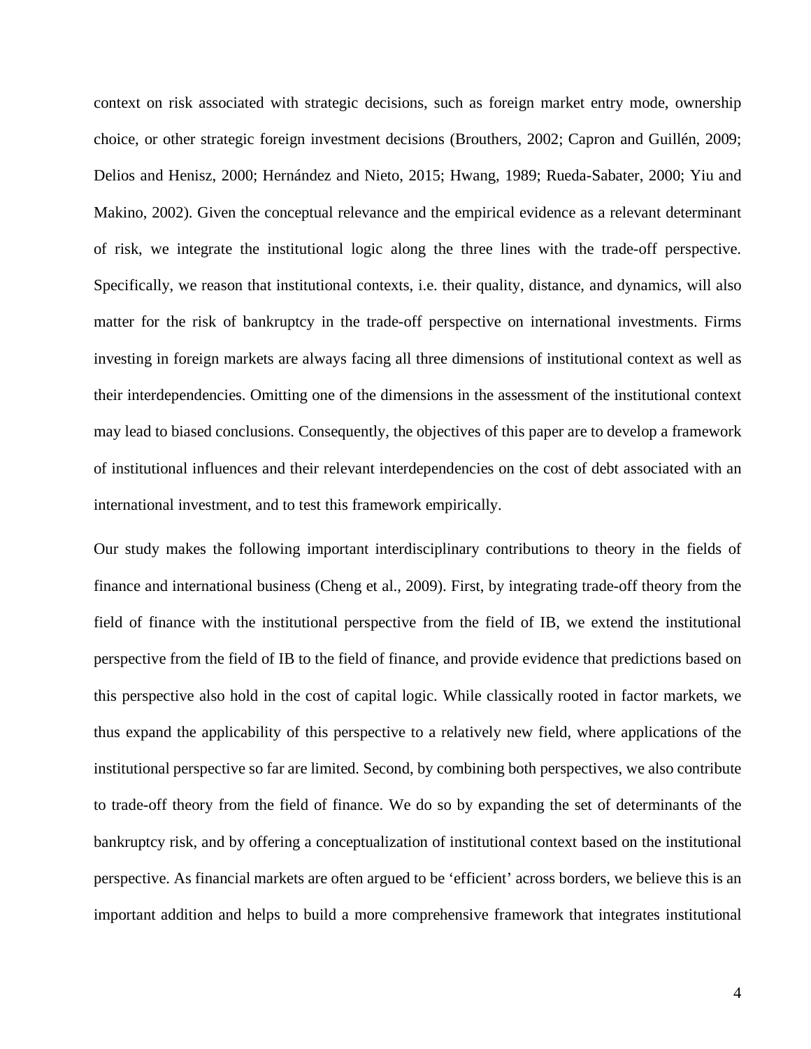context on risk associated with strategic decisions, such as foreign market entry mode, ownership choice, or other strategic foreign investment decisions (Brouthers, 2002; Capron and Guillén, 2009; Delios and Henisz, 2000; Hernández and Nieto, 2015; Hwang, 1989; Rueda-Sabater, 2000; Yiu and Makino, 2002). Given the conceptual relevance and the empirical evidence as a relevant determinant of risk, we integrate the institutional logic along the three lines with the trade-off perspective. Specifically, we reason that institutional contexts, i.e. their quality, distance, and dynamics, will also matter for the risk of bankruptcy in the trade-off perspective on international investments. Firms investing in foreign markets are always facing all three dimensions of institutional context as well as their interdependencies. Omitting one of the dimensions in the assessment of the institutional context may lead to biased conclusions. Consequently, the objectives of this paper are to develop a framework of institutional influences and their relevant interdependencies on the cost of debt associated with an international investment, and to test this framework empirically.

Our study makes the following important interdisciplinary contributions to theory in the fields of finance and international business (Cheng et al., 2009). First, by integrating trade-off theory from the field of finance with the institutional perspective from the field of IB, we extend the institutional perspective from the field of IB to the field of finance, and provide evidence that predictions based on this perspective also hold in the cost of capital logic. While classically rooted in factor markets, we thus expand the applicability of this perspective to a relatively new field, where applications of the institutional perspective so far are limited. Second, by combining both perspectives, we also contribute to trade-off theory from the field of finance. We do so by expanding the set of determinants of the bankruptcy risk, and by offering a conceptualization of institutional context based on the institutional perspective. As financial markets are often argued to be 'efficient' across borders, we believe this is an important addition and helps to build a more comprehensive framework that integrates institutional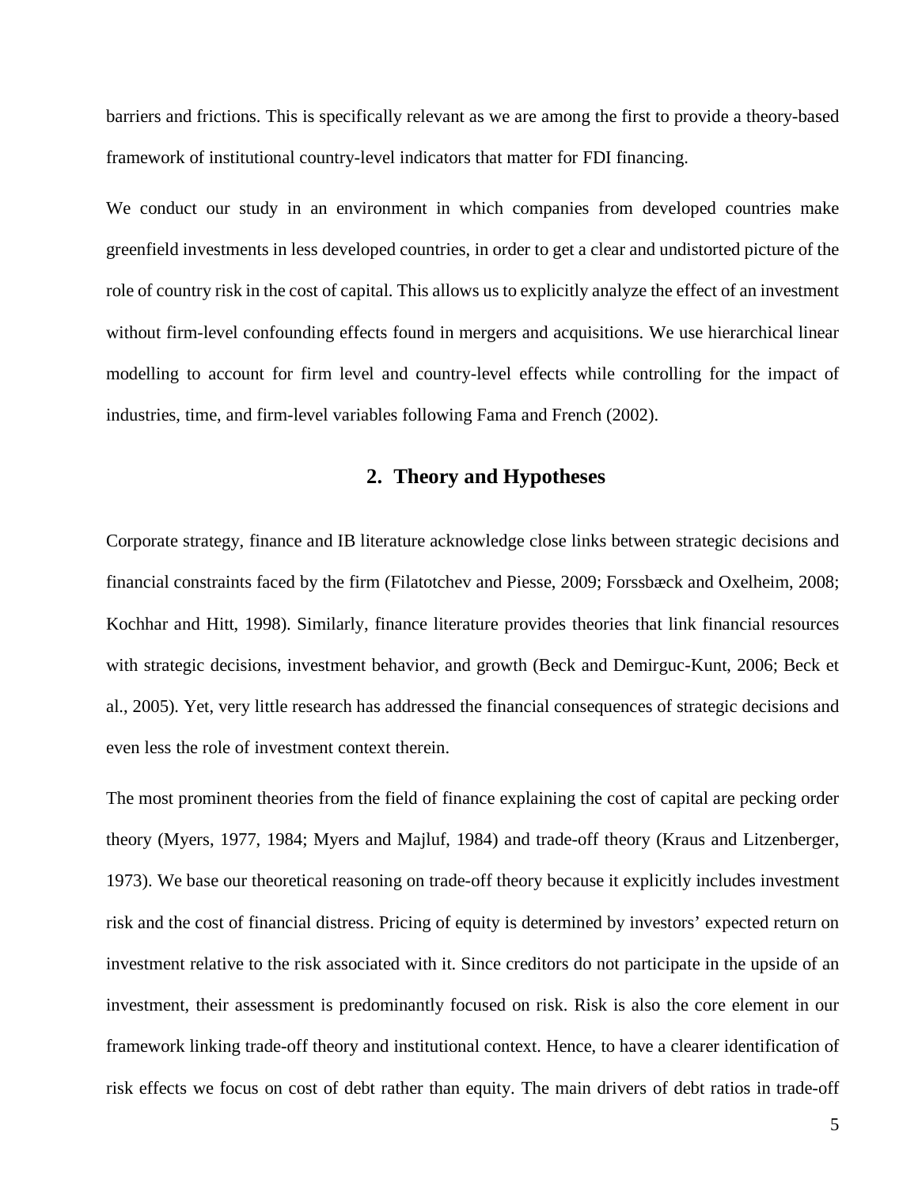barriers and frictions. This is specifically relevant as we are among the first to provide a theory-based framework of institutional country-level indicators that matter for FDI financing.

We conduct our study in an environment in which companies from developed countries make greenfield investments in less developed countries, in order to get a clear and undistorted picture of the role of country risk in the cost of capital. This allows us to explicitly analyze the effect of an investment without firm-level confounding effects found in mergers and acquisitions. We use hierarchical linear modelling to account for firm level and country-level effects while controlling for the impact of industries, time, and firm-level variables following Fama and French (2002).

## 2. Theory and Hypotheses

Corporate strategy, finance and IB literature acknowledge close links between strategic decisions and financial constraints faced by the firm (Filatotchev and Piesse, 2009; Forssbæck and Oxelheim, 2008; Kochhar and Hitt, 1998). Similarly, finance literature provides theories that link financial resources with strategic decisions, investment behavior, and growth (Beck and Demirguc-Kunt, 2006; Beck et al., 2005). Yet, very little research has addressed the financial consequences of strategic decisions and even less the role of investment context therein.

The most prominent theories from the field of finance explaining the cost of capital are pecking order theory (Myers, 1977, 1984; Myers and Majluf, 1984) and trade-off theory (Kraus and Litzenberger, 1973). We base our theoretical reasoning on trade-off theory because it explicitly includes investment risk and the cost of financial distress. Pricing of equity is determined by investors' expected return on investment relative to the risk associated with it. Since creditors do not participate in the upside of an investment, their assessment is predominantly focused on risk. Risk is also the core element in our framework linking trade-off theory and institutional context. Hence, to have a clearer identification of risk effects we focus on cost of debt rather than equity. The main drivers of debt ratios in trade-off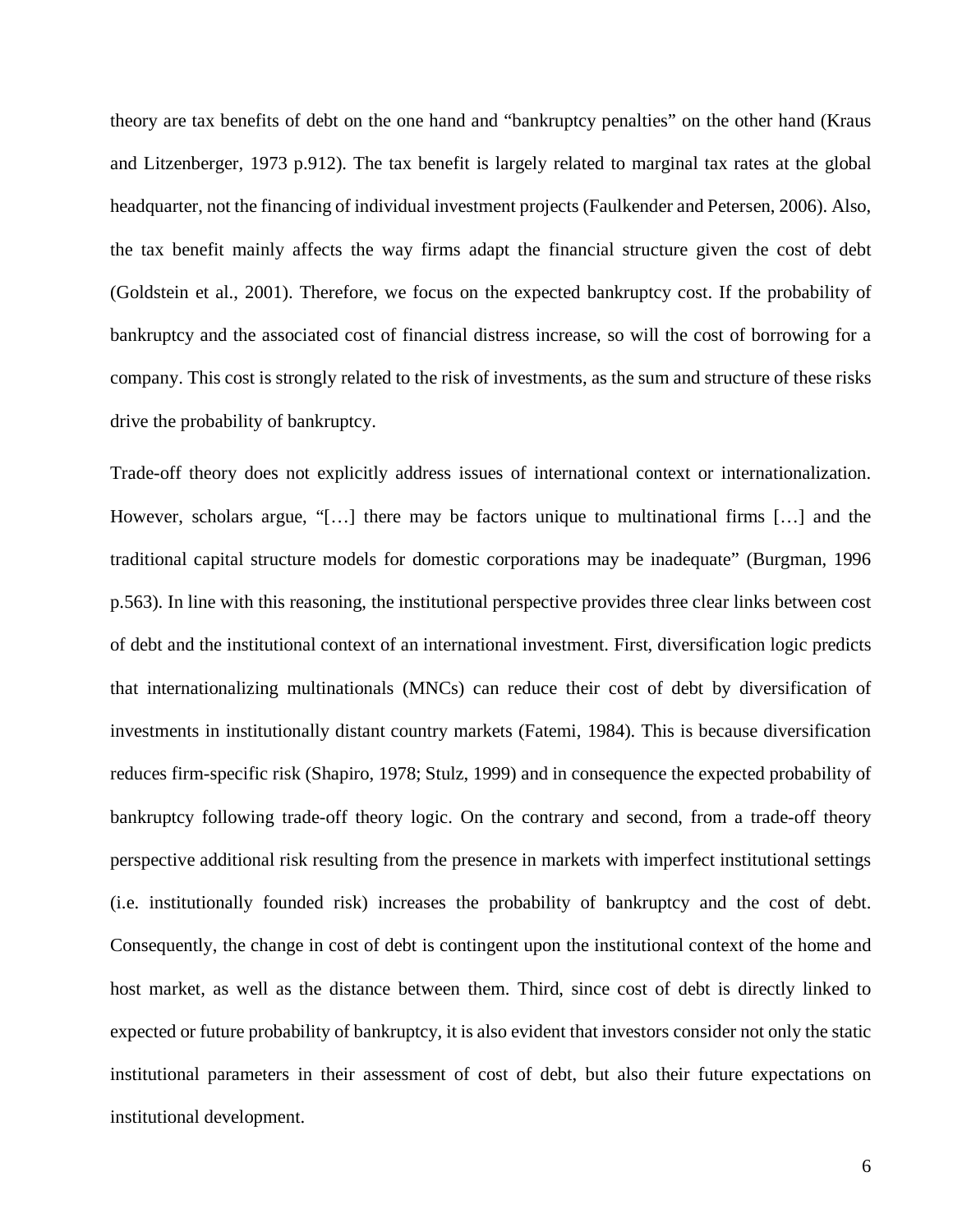theory are tax benefits of debt on the one hand and "bankruptcy penalties" on the other hand (Kraus and Litzenberger, 1973 p.912). The tax benefit is largely related to marginal tax rates at the global headquarter, not the financing of individual investment projects (Faulkender and Petersen, 2006). Also, the tax benefit mainly affects the way firms adapt the financial structure given the cost of debt (Goldstein et al., 2001). Therefore, we focus on the expected bankruptcy cost. If the probability of bankruptcy and the associated cost of financial distress increase, so will the cost of borrowing for a company. This cost is strongly related to the risk of investments, as the sum and structure of these risks drive the probability of bankruptcy.

Trade-off theory does not explicitly address issues of international context or internationalization. However, scholars argue, "[…] there may be factors unique to multinational firms […] and the traditional capital structure models for domestic corporations may be inadequate" (Burgman, 1996 p.563). In line with this reasoning, the institutional perspective provides three clear links between cost of debt and the institutional context of an international investment. First, diversification logic predicts that internationalizing multinationals (MNCs) can reduce their cost of debt by diversification of investments in institutionally distant country markets (Fatemi, 1984). This is because diversification reduces firm-specific risk (Shapiro, 1978; Stulz, 1999) and in consequence the expected probability of bankruptcy following trade-off theory logic. On the contrary and second, from a trade-off theory perspective additional risk resulting from the presence in markets with imperfect institutional settings (i.e. institutionally founded risk) increases the probability of bankruptcy and the cost of debt. Consequently, the change in cost of debt is contingent upon the institutional context of the home and host market, as well as the distance between them. Third, since cost of debt is directly linked to expected or future probability of bankruptcy, it is also evident that investors consider not only the static institutional parameters in their assessment of cost of debt, but also their future expectations on institutional development.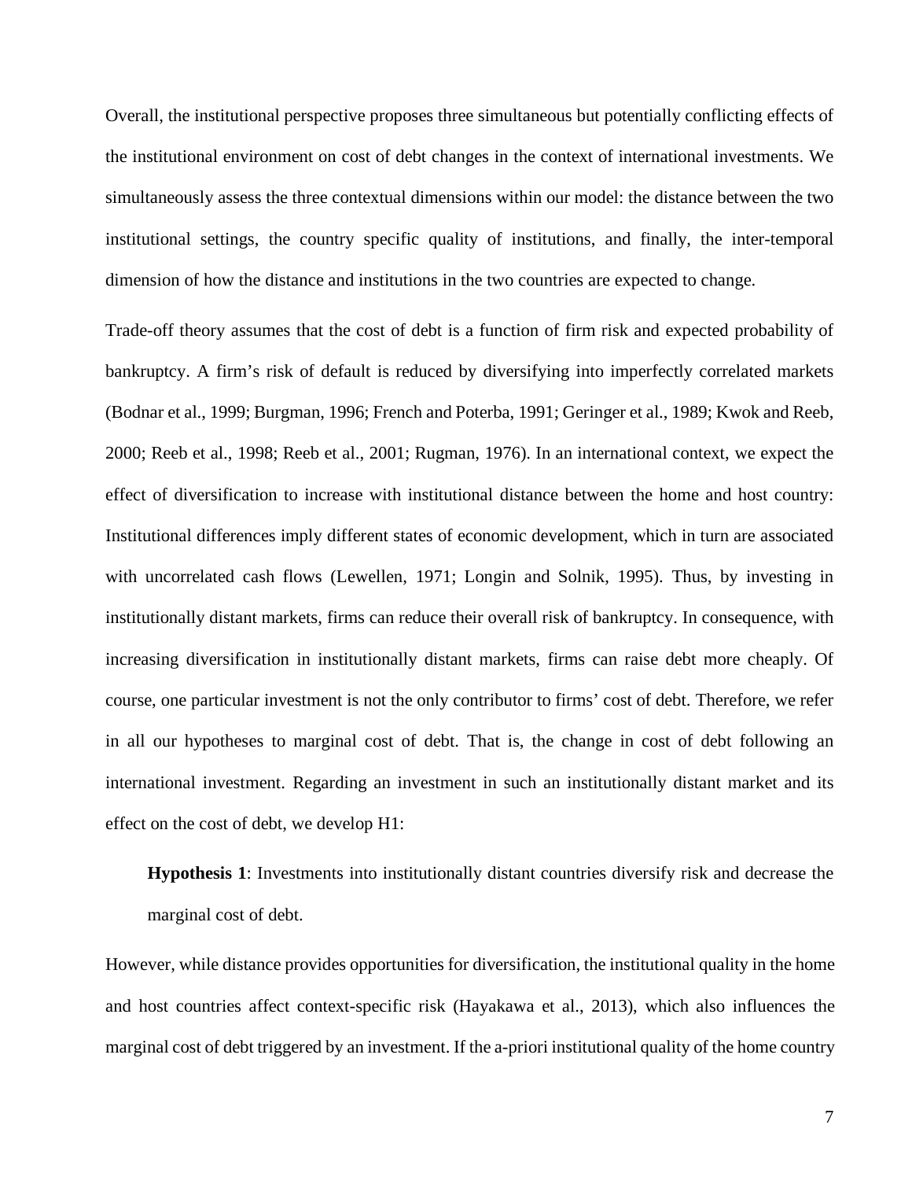Overall, the institutional perspective proposes three simultaneous but potentially conflicting effects of the institutional environment on cost of debt changes in the context of international investments. We simultaneously assess the three contextual dimensions within our model: the distance between the two institutional settings, the country specific quality of institutions, and finally, the inter-temporal dimension of how the distance and institutions in the two countries are expected to change.

Trade-off theory assumes that the cost of debt is a function of firm risk and expected probability of bankruptcy. A firm's risk of default is reduced by diversifying into imperfectly correlated markets (Bodnar et al., 1999; Burgman, 1996; French and Poterba, 1991; Geringer et al., 1989; Kwok and Reeb, 2000; Reeb et al., 1998; Reeb et al., 2001; Rugman, 1976). In an international context, we expect the effect of diversification to increase with institutional distance between the home and host country: Institutional differences imply different states of economic development, which in turn are associated with uncorrelated cash flows (Lewellen, 1971; Longin and Solnik, 1995). Thus, by investing in institutionally distant markets, firms can reduce their overall risk of bankruptcy. In consequence, with increasing diversification in institutionally distant markets, firms can raise debt more cheaply. Of course, one particular investment is not the only contributor to firms' cost of debt. Therefore, we refer in all our hypotheses to marginal cost of debt. That is, the change in cost of debt following an international investment. Regarding an investment in such an institutionally distant market and its effect on the cost of debt, we develop H1:

> **Hypothesis 1**: Investments into institutionally distant countries diversify risk and decrease the marginal cost of debt.

However, while distance provides opportunities for diversification, the institutional quality in the home and host countries affect context-specific risk (Hayakawa et al., 2013), which also influences the marginal cost of debt triggered by an investment. If the a-priori institutional quality of the home country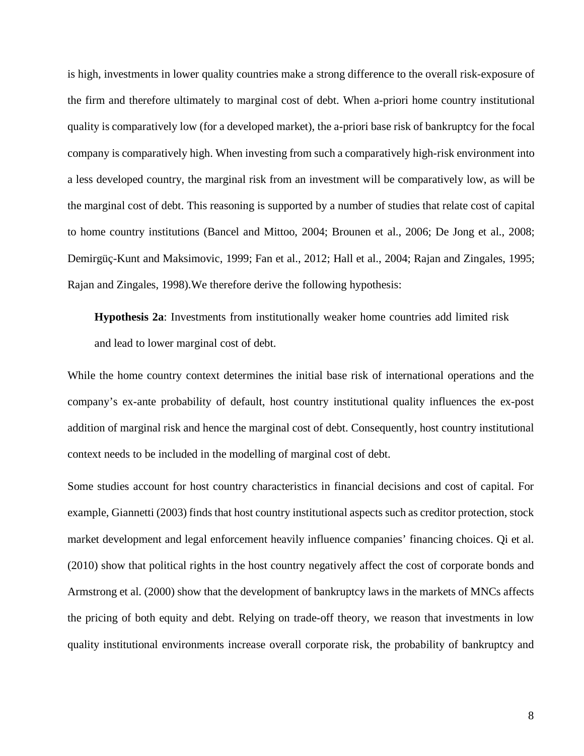is high, investments in lower quality countries make a strong difference to the overall risk-exposure of the firm and therefore ultimately to marginal cost of debt. When a-priori home country institutional quality is comparatively low (for a developed market), the a-priori base risk of bankruptcy for the focal company is comparatively high. When investing from such a comparatively high-risk environment into a less developed country, the marginal risk from an investment will be comparatively low, as will be the marginal cost of debt. This reasoning is supported by a number of studies that relate cost of capital to home country institutions (Bancel and Mittoo, 2004; Brounen et al., 2006; De Jong et al., 2008; Demirgüç-Kunt and Maksimovic, 1999; Fan et al., 2012; Hall et al., 2004; Rajan and Zingales, 1995; Rajan and Zingales, 1998).We therefore derive the following hypothesis:

**Hypothesis 2a**: Investments from institutionally weaker home countries add limited risk and lead to lower marginal cost of debt.

While the home country context determines the initial base risk of international operations and the company's ex-ante probability of default, host country institutional quality influences the ex-post addition of marginal risk and hence the marginal cost of debt. Consequently, host country institutional context needs to be included in the modelling of marginal cost of debt.

Some studies account for host country characteristics in financial decisions and cost of capital. For example, Giannetti (2003) finds that host country institutional aspects such as creditor protection, stock market development and legal enforcement heavily influence companies' financing choices. Qi et al. (2010) show that political rights in the host country negatively affect the cost of corporate bonds and Armstrong et al. (2000) show that the development of bankruptcy laws in the markets of MNCs affects the pricing of both equity and debt. Relying on trade-off theory, we reason that investments in low quality institutional environments increase overall corporate risk, the probability of bankruptcy and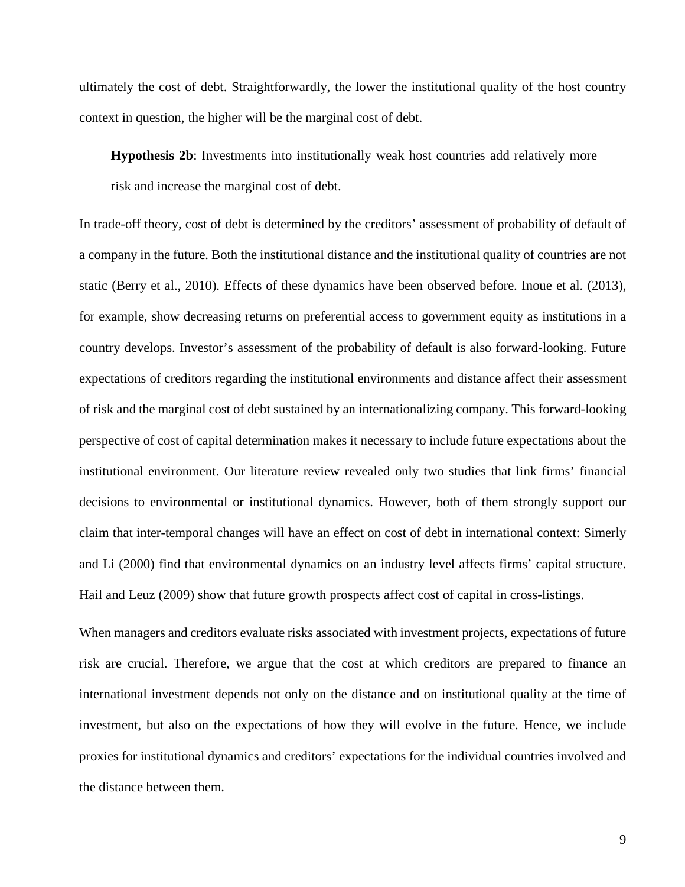ultimately the cost of debt. Straightforwardly, the lower the institutional quality of the host country context in question, the higher will be the marginal cost of debt.

> **Hypothesis 2b**: Investments into institutionally weak host countries add relatively more risk and increase the marginal cost of debt.

In trade-off theory, cost of debt is determined by the creditors' assessment of probability of default of a company in the future. Both the institutional distance and the institutional quality of countries are not static (Berry et al., 2010). Effects of these dynamics have been observed before. Inoue et al. (2013), for example, show decreasing returns on preferential access to government equity as institutions in a country develops. Investor's assessment of the probability of default is also forward-looking. Future expectations of creditors regarding the institutional environments and distance affect their assessment of risk and the marginal cost of debt sustained by an internationalizing company. This forward-looking perspective of cost of capital determination makes it necessary to include future expectations about the institutional environment. Our literature review revealed only two studies that link firms' financial decisions to environmental or institutional dynamics. However, both of them strongly support our claim that inter-temporal changes will have an effect on cost of debt in international context: Simerly and Li (2000) find that environmental dynamics on an industry level affects firms' capital structure. Hail and Leuz (2009) show that future growth prospects affect cost of capital in cross-listings.

When managers and creditors evaluate risks associated with investment projects, expectations of future risk are crucial. Therefore, we argue that the cost at which creditors are prepared to finance an international investment depends not only on the distance and on institutional quality at the time of investment, but also on the expectations of how they will evolve in the future. Hence, we include proxies for institutional dynamics and creditors' expectations for the individual countries involved and the distance between them.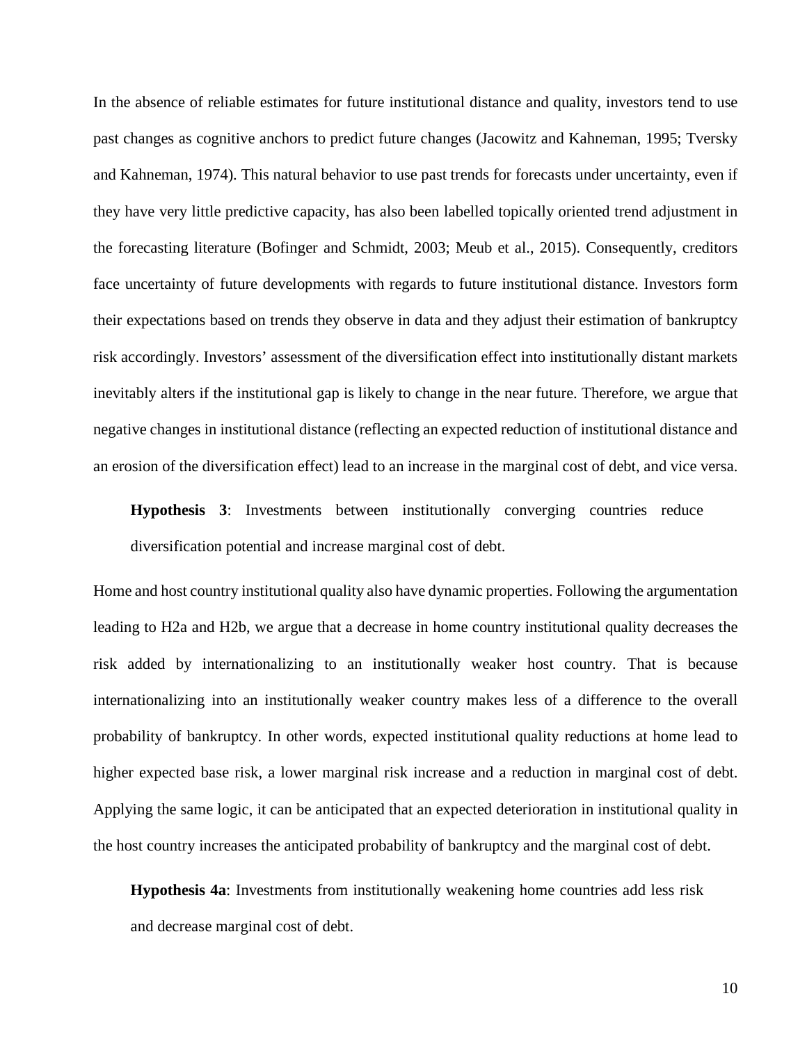In the absence of reliable estimates for future institutional distance and quality, investors tend to use past changes as cognitive anchors to predict future changes (Jacowitz and Kahneman, 1995; Tversky and Kahneman, 1974). This natural behavior to use past trends for forecasts under uncertainty, even if they have very little predictive capacity, has also been labelled topically oriented trend adjustment in the forecasting literature (Bofinger and Schmidt, 2003; Meub et al., 2015). Consequently, creditors face uncertainty of future developments with regards to future institutional distance. Investors form their expectations based on trends they observe in data and they adjust their estimation of bankruptcy risk accordingly. Investors' assessment of the diversification effect into institutionally distant markets inevitably alters if the institutional gap is likely to change in the near future. Therefore, we argue that negative changes in institutional distance (reflecting an expected reduction of institutional distance and an erosion of the diversification effect) lead to an increase in the marginal cost of debt, and vice versa.

> **Hypothesis 3**: Investments between institutionally converging countries reduce diversification potential and increase marginal cost of debt.

Home and host country institutional quality also have dynamic properties. Following the argumentation leading to H2a and H2b, we argue that a decrease in home country institutional quality decreases the risk added by internationalizing to an institutionally weaker host country. That is because internationalizing into an institutionally weaker country makes less of a difference to the overall probability of bankruptcy. In other words, expected institutional quality reductions at home lead to higher expected base risk, a lower marginal risk increase and a reduction in marginal cost of debt. Applying the same logic, it can be anticipated that an expected deterioration in institutional quality in the host country increases the anticipated probability of bankruptcy and the marginal cost of debt.

> **Hypothesis 4a**: Investments from institutionally weakening home countries add less risk and decrease marginal cost of debt.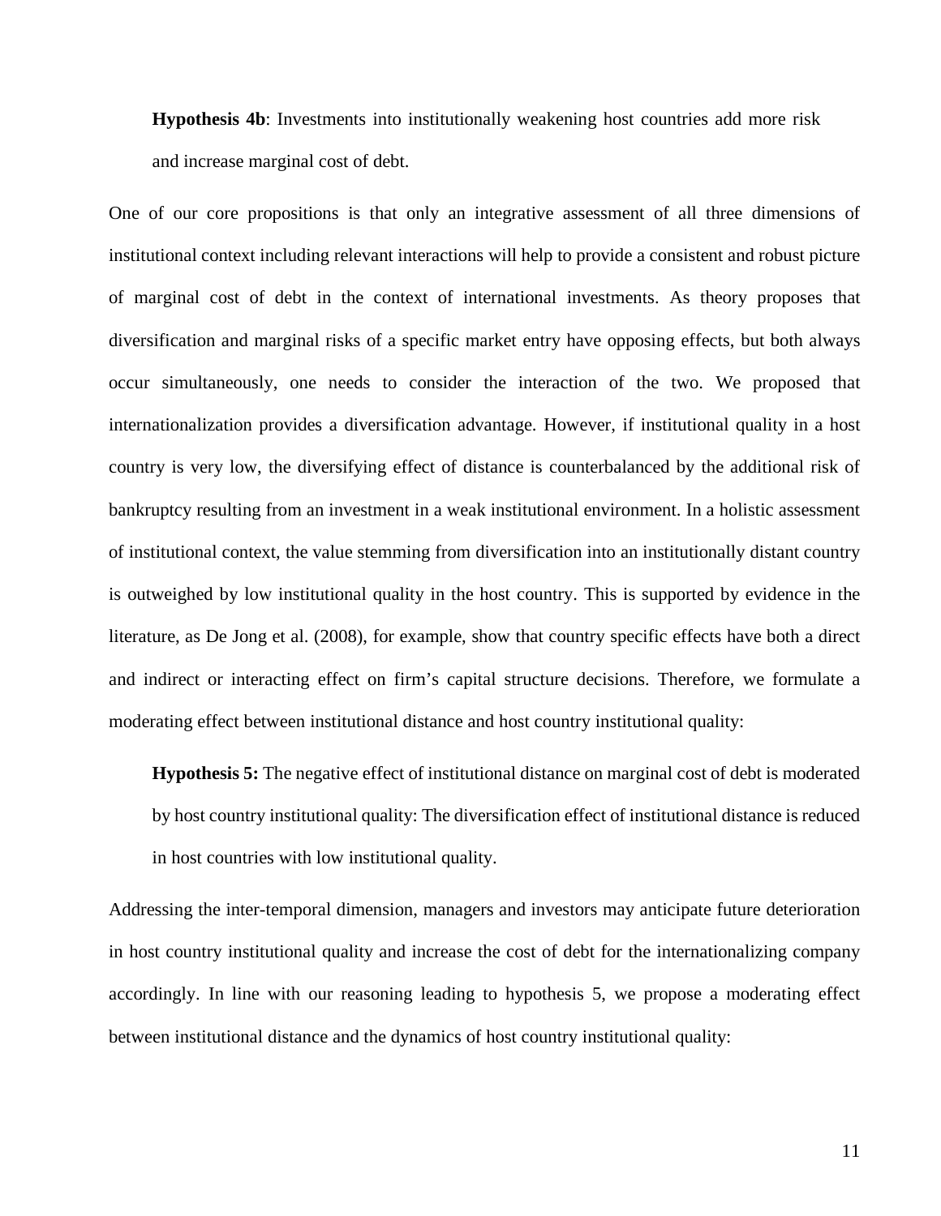**Hypothesis 4b**: Investments into institutionally weakening host countries add more risk and increase marginal cost of debt.

One of our core propositions is that only an integrative assessment of all three dimensions of institutional context including relevant interactions will help to provide a consistent and robust picture of marginal cost of debt in the context of international investments. As theory proposes that diversification and marginal risks of a specific market entry have opposing effects, but both always occur simultaneously, one needs to consider the interaction of the two. We proposed that internationalization provides a diversification advantage. However, if institutional quality in a host country is very low, the diversifying effect of distance is counterbalanced by the additional risk of bankruptcy resulting from an investment in a weak institutional environment. In a holistic assessment of institutional context, the value stemming from diversification into an institutionally distant country is outweighed by low institutional quality in the host country. This is supported by evidence in the literature, as De Jong et al. (2008), for example, show that country specific effects have both a direct and indirect or interacting effect on firm's capital structure decisions. Therefore, we formulate a moderating effect between institutional distance and host country institutional quality:

**Hypothesis 5:** The negative effect of institutional distance on marginal cost of debt is moderated by host country institutional quality: The diversification effect of institutional distance is reduced in host countries with low institutional quality.

Addressing the inter-temporal dimension, managers and investors may anticipate future deterioration in host country institutional quality and increase the cost of debt for the internationalizing company accordingly. In line with our reasoning leading to hypothesis 5, we propose a moderating effect between institutional distance and the dynamics of host country institutional quality: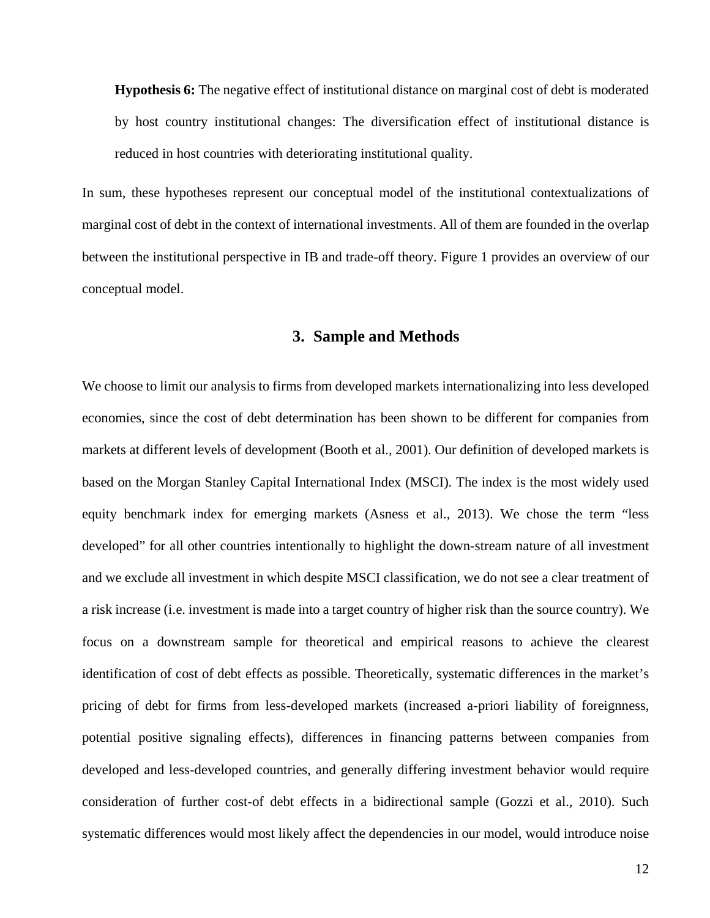**Hypothesis 6:** The negative effect of institutional distance on marginal cost of debt is moderated by host country institutional changes: The diversification effect of institutional distance is reduced in host countries with deteriorating institutional quality.

In sum, these hypotheses represent our conceptual model of the institutional contextualizations of marginal cost of debt in the context of international investments. All of them are founded in the overlap between the institutional perspective in IB and trade-off theory. Figure 1 provides an overview of our conceptual model.

## 3. Sample and Methods

We choose to limit our analysis to firms from developed markets internationalizing into less developed economies, since the cost of debt determination has been shown to be different for companies from markets at different levels of development (Booth et al., 2001). Our definition of developed markets is based on the Morgan Stanley Capital International Index (MSCI). The index is the most widely used equity benchmark index for emerging markets (Asness et al., 2013). We chose the term "less developed" for all other countries intentionally to highlight the down-stream nature of all investment and we exclude all investment in which despite MSCI classification, we do not see a clear treatment of a risk increase (i.e. investment is made into a target country of higher risk than the source country). We focus on a downstream sample for theoretical and empirical reasons to achieve the clearest identification of cost of debt effects as possible. Theoretically, systematic differences in the market's pricing of debt for firms from less-developed markets (increased a-priori liability of foreignness, potential positive signaling effects), differences in financing patterns between companies from developed and less-developed countries, and generally differing investment behavior would require consideration of further cost-of debt effects in a bidirectional sample (Gozzi et al., 2010). Such systematic differences would most likely affect the dependencies in our model, would introduce noise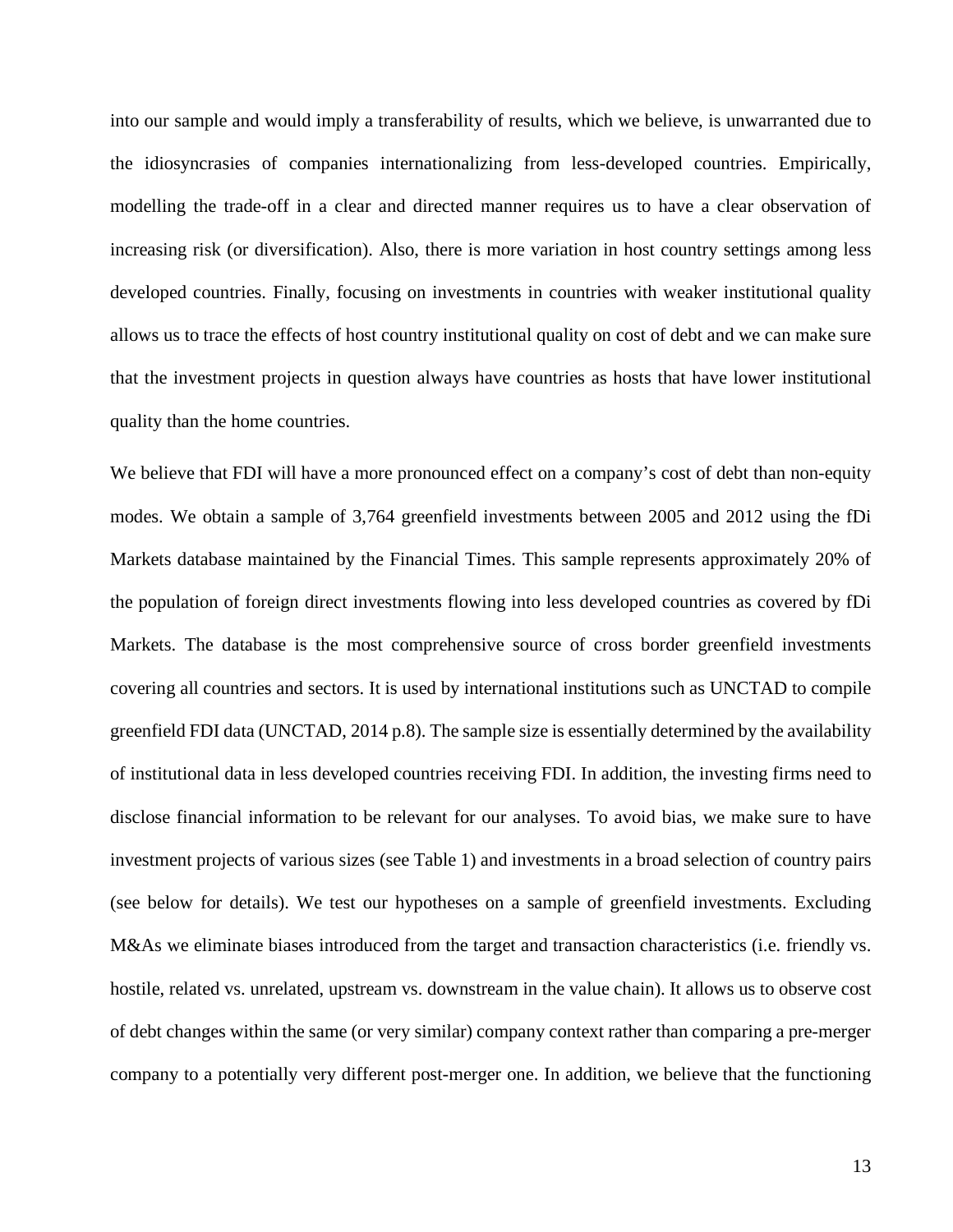into our sample and would imply a transferability of results, which we believe, is unwarranted due to the idiosyncrasies of companies internationalizing from less-developed countries. Empirically, modelling the trade-off in a clear and directed manner requires us to have a clear observation of increasing risk (or diversification). Also, there is more variation in host country settings among less developed countries. Finally, focusing on investments in countries with weaker institutional quality allows us to trace the effects of host country institutional quality on cost of debt and we can make sure that the investment projects in question always have countries as hosts that have lower institutional quality than the home countries.

We believe that FDI will have a more pronounced effect on a company's cost of debt than non-equity modes. We obtain a sample of 3,764 greenfield investments between 2005 and 2012 using the fDi Markets database maintained by the Financial Times. This sample represents approximately 20% of the population of foreign direct investments flowing into less developed countries as covered by fDi Markets. The database is the most comprehensive source of cross border greenfield investments covering all countries and sectors. It is used by international institutions such as UNCTAD to compile greenfield FDI data (UNCTAD, 2014 p.8). The sample size is essentially determined by the availability of institutional data in less developed countries receiving FDI. In addition, the investing firms need to disclose financial information to be relevant for our analyses. To avoid bias, we make sure to have investment projects of various sizes (see Table 1) and investments in a broad selection of country pairs (see below for details). We test our hypotheses on a sample of greenfield investments. Excluding M&As we eliminate biases introduced from the target and transaction characteristics (i.e. friendly vs. hostile, related vs. unrelated, upstream vs. downstream in the value chain). It allows us to observe cost of debt changes within the same (or very similar) company context rather than comparing a pre-merger company to a potentially very different post-merger one. In addition, we believe that the functioning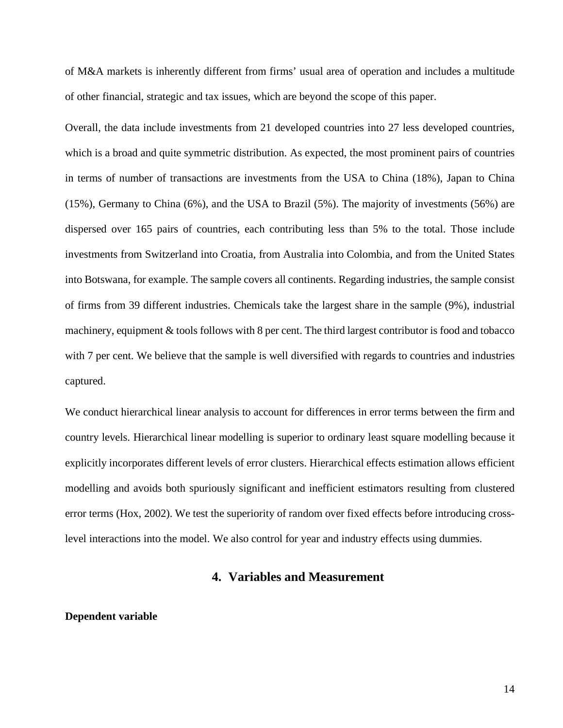of M&A markets is inherently different from firms' usual area of operation and includes a multitude of other financial, strategic and tax issues, which are beyond the scope of this paper.

Overall, the data include investments from 21 developed countries into 27 less developed countries, which is a broad and quite symmetric distribution. As expected, the most prominent pairs of countries in terms of number of transactions are investments from the USA to China (18%), Japan to China (15%), Germany to China (6%), and the USA to Brazil (5%). The majority of investments (56%) are dispersed over 165 pairs of countries, each contributing less than 5% to the total. Those include investments from Switzerland into Croatia, from Australia into Colombia, and from the United States into Botswana, for example. The sample covers all continents. Regarding industries, the sample consist of firms from 39 different industries. Chemicals take the largest share in the sample (9%), industrial machinery, equipment & tools follows with 8 per cent. The third largest contributor is food and tobacco with 7 per cent. We believe that the sample is well diversified with regards to countries and industries captured.

We conduct hierarchical linear analysis to account for differences in error terms between the firm and country levels. Hierarchical linear modelling is superior to ordinary least square modelling because it explicitly incorporates different levels of error clusters. Hierarchical effects estimation allows efficient modelling and avoids both spuriously significant and inefficient estimators resulting from clustered error terms (Hox, 2002). We test the superiority of random over fixed effects before introducing cross-level interactions into the model. We also control for year and industry effects using dummies.

## 4. Variables and Measurement

**Dependent variable**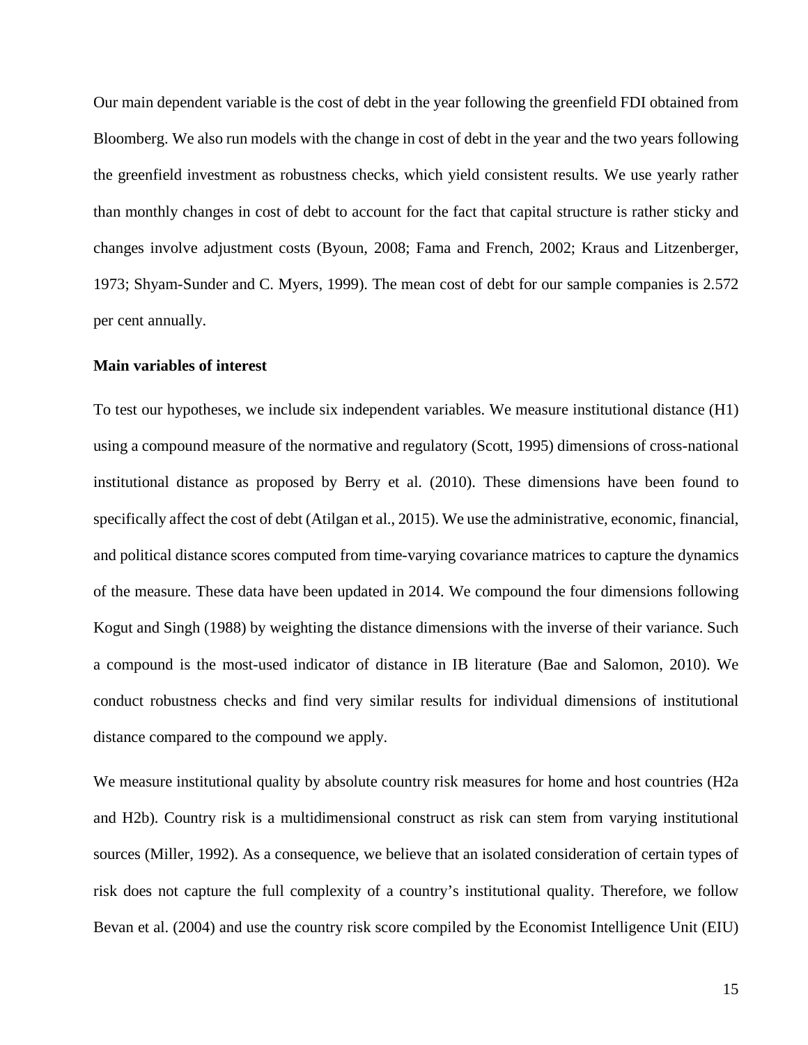Our main dependent variable is the cost of debt in the year following the greenfield FDI obtained from Bloomberg. We also run models with the change in cost of debt in the year and the two years following the greenfield investment as robustness checks, which yield consistent results. We use yearly rather than monthly changes in cost of debt to account for the fact that capital structure is rather sticky and changes involve adjustment costs (Byoun, 2008; Fama and French, 2002; Kraus and Litzenberger, 1973; Shyam-Sunder and C. Myers, 1999). The mean cost of debt for our sample companies is 2.572 per cent annually.

**Main variables of interest**

To test our hypotheses, we include six independent variables. We measure institutional distance (H1) using a compound measure of the normative and regulatory (Scott, 1995) dimensions of cross-national institutional distance as proposed by Berry et al. (2010). These dimensions have been found to specifically affect the cost of debt (Atilgan et al., 2015). We use the administrative, economic, financial, and political distance scores computed from time-varying covariance matrices to capture the dynamics of the measure. These data have been updated in 2014. We compound the four dimensions following Kogut and Singh (1988) by weighting the distance dimensions with the inverse of their variance. Such a compound is the most-used indicator of distance in IB literature (Bae and Salomon, 2010). We conduct robustness checks and find very similar results for individual dimensions of institutional distance compared to the compound we apply.

We measure institutional quality by absolute country risk measures for home and host countries (H2a and H2b). Country risk is a multidimensional construct as risk can stem from varying institutional sources (Miller, 1992). As a consequence, we believe that an isolated consideration of certain types of risk does not capture the full complexity of a country's institutional quality. Therefore, we follow Bevan et al. (2004) and use the country risk score compiled by the Economist Intelligence Unit (EIU)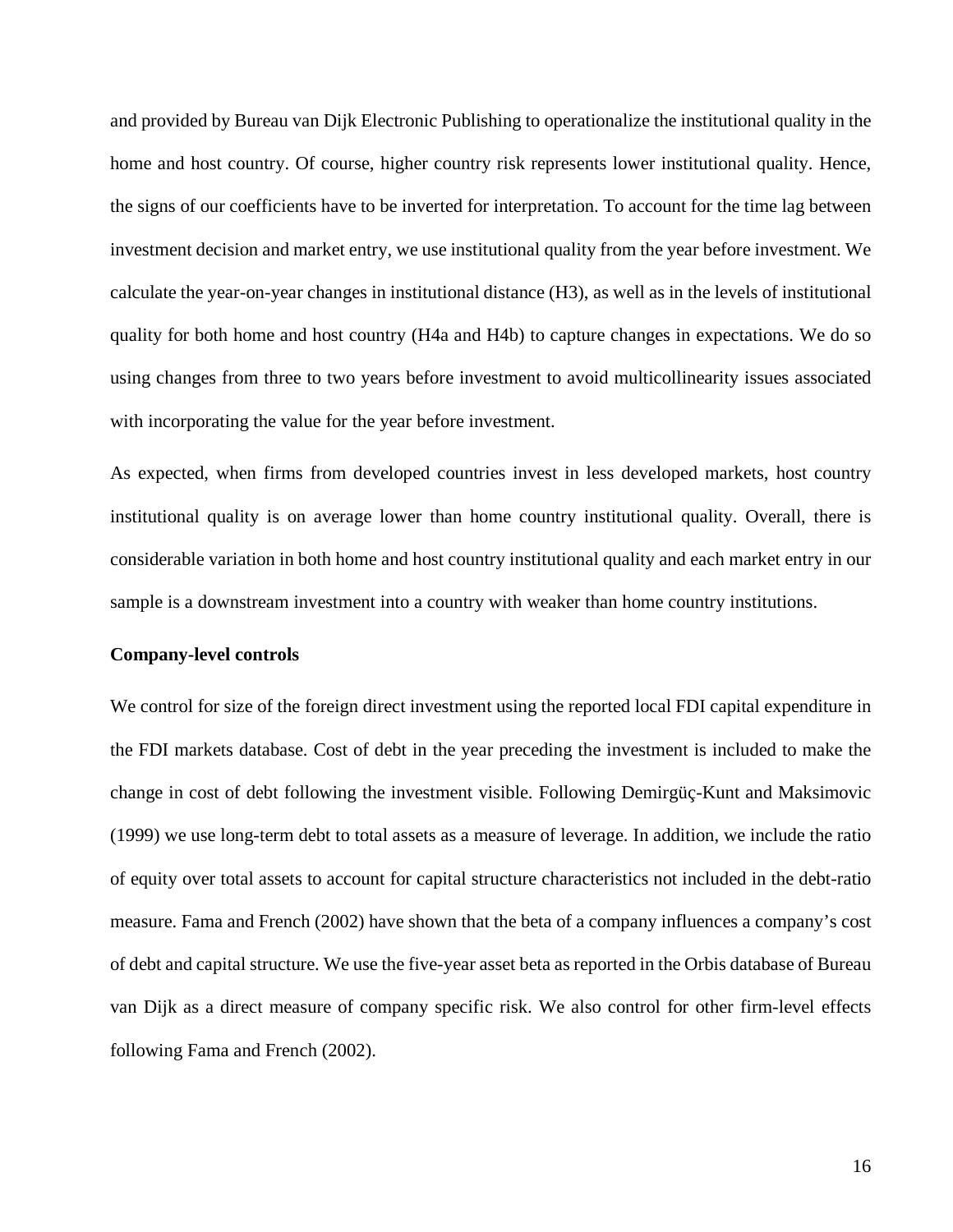and provided by Bureau van Dijk Electronic Publishing to operationalize the institutional quality in the home and host country. Of course, higher country risk represents lower institutional quality. Hence, the signs of our coefficients have to be inverted for interpretation. To account for the time lag between investment decision and market entry, we use institutional quality from the year before investment. We calculate the year-on-year changes in institutional distance (H3), as well as in the levels of institutional quality for both home and host country (H4a and H4b) to capture changes in expectations. We do so using changes from three to two years before investment to avoid multicollinearity issues associated with incorporating the value for the year before investment.

As expected, when firms from developed countries invest in less developed markets, host country institutional quality is on average lower than home country institutional quality. Overall, there is considerable variation in both home and host country institutional quality and each market entry in our sample is a downstream investment into a country with weaker than home country institutions.

**Company-level controls**

We control for size of the foreign direct investment using the reported local FDI capital expenditure in the FDI markets database. Cost of debt in the year preceding the investment is included to make the change in cost of debt following the investment visible. Following Demirgüç-Kunt and Maksimovic (1999) we use long-term debt to total assets as a measure of leverage. In addition, we include the ratio of equity over total assets to account for capital structure characteristics not included in the debt-ratio measure. Fama and French (2002) have shown that the beta of a company influences a company's cost of debt and capital structure. We use the five-year asset beta as reported in the Orbis database of Bureau van Dijk as a direct measure of company specific risk. We also control for other firm-level effects following Fama and French (2002).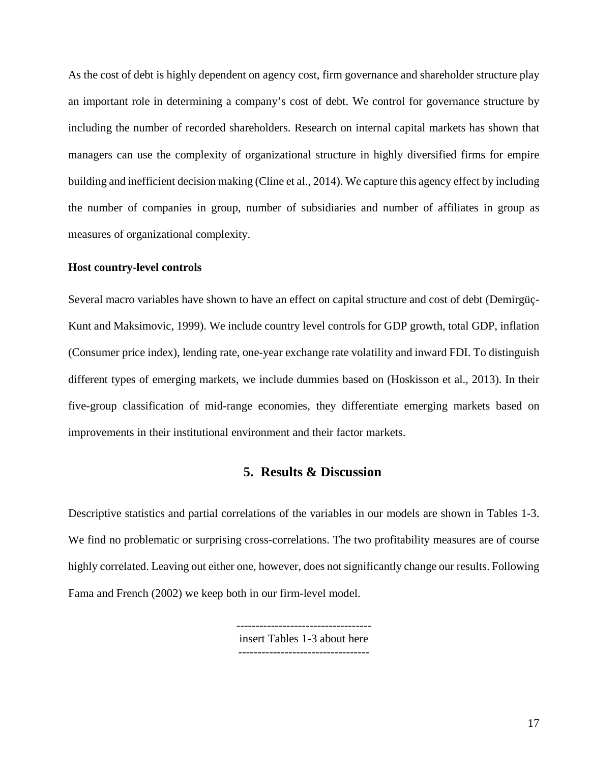As the cost of debt is highly dependent on agency cost, firm governance and shareholder structure play an important role in determining a company's cost of debt. We control for governance structure by including the number of recorded shareholders. Research on internal capital markets has shown that managers can use the complexity of organizational structure in highly diversified firms for empire building and inefficient decision making (Cline et al., 2014). We capture this agency effect by including the number of companies in group, number of subsidiaries and number of affiliates in group as measures of organizational complexity.

**Host country-level controls**

Several macro variables have shown to have an effect on capital structure and cost of debt (Demirgüç-Kunt and Maksimovic, 1999). We include country level controls for GDP growth, total GDP, inflation (Consumer price index), lending rate, one-year exchange rate volatility and inward FDI. To distinguish different types of emerging markets, we include dummies based on (Hoskisson et al., 2013). In their five-group classification of mid-range economies, they differentiate emerging markets based on improvements in their institutional environment and their factor markets.

## 5. Results & Discussion

Descriptive statistics and partial correlations of the variables in our models are shown in Tables 1-3. We find no problematic or surprising cross-correlations. The two profitability measures are of course highly correlated. Leaving out either one, however, does not significantly change our results. Following Fama and French (2002) we keep both in our firm-level model.

----------------------------------
insert Tables 1-3 about here
---------------------------------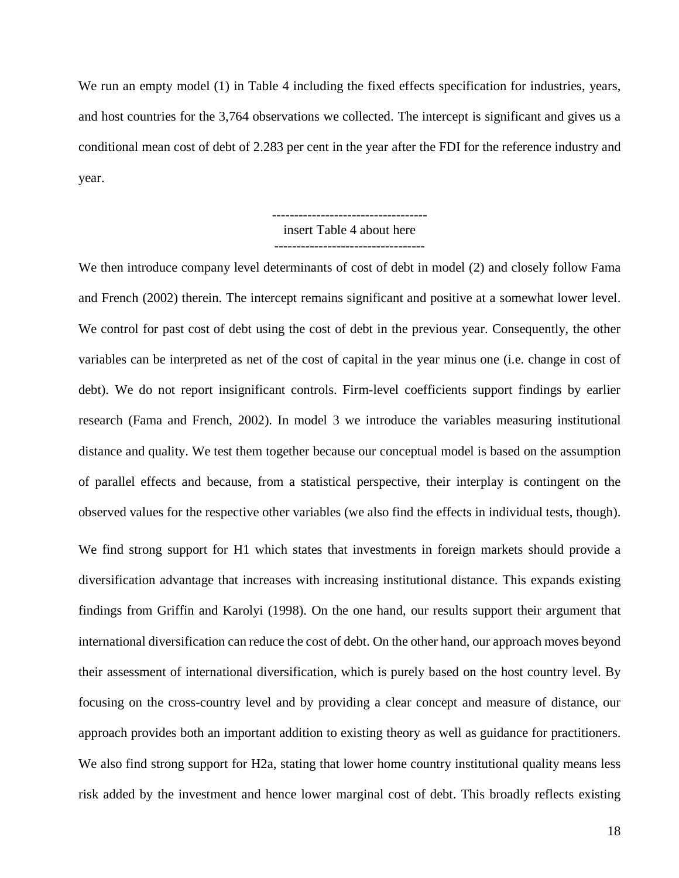We run an empty model (1) in Table 4 including the fixed effects specification for industries, years, and host countries for the 3,764 observations we collected. The intercept is significant and gives us a conditional mean cost of debt of 2.283 per cent in the year after the FDI for the reference industry and year.

-----------------------------------
insert Table 4 about here
----------------------------------

We then introduce company level determinants of cost of debt in model (2) and closely follow Fama and French (2002) therein. The intercept remains significant and positive at a somewhat lower level. We control for past cost of debt using the cost of debt in the previous year. Consequently, the other variables can be interpreted as net of the cost of capital in the year minus one (i.e. change in cost of debt). We do not report insignificant controls. Firm-level coefficients support findings by earlier research (Fama and French, 2002). In model 3 we introduce the variables measuring institutional distance and quality. We test them together because our conceptual model is based on the assumption of parallel effects and because, from a statistical perspective, their interplay is contingent on the observed values for the respective other variables (we also find the effects in individual tests, though).

We find strong support for H1 which states that investments in foreign markets should provide a diversification advantage that increases with increasing institutional distance. This expands existing findings from Griffin and Karolyi (1998). On the one hand, our results support their argument that international diversification can reduce the cost of debt. On the other hand, our approach moves beyond their assessment of international diversification, which is purely based on the host country level. By focusing on the cross-country level and by providing a clear concept and measure of distance, our approach provides both an important addition to existing theory as well as guidance for practitioners. We also find strong support for H2a, stating that lower home country institutional quality means less risk added by the investment and hence lower marginal cost of debt. This broadly reflects existing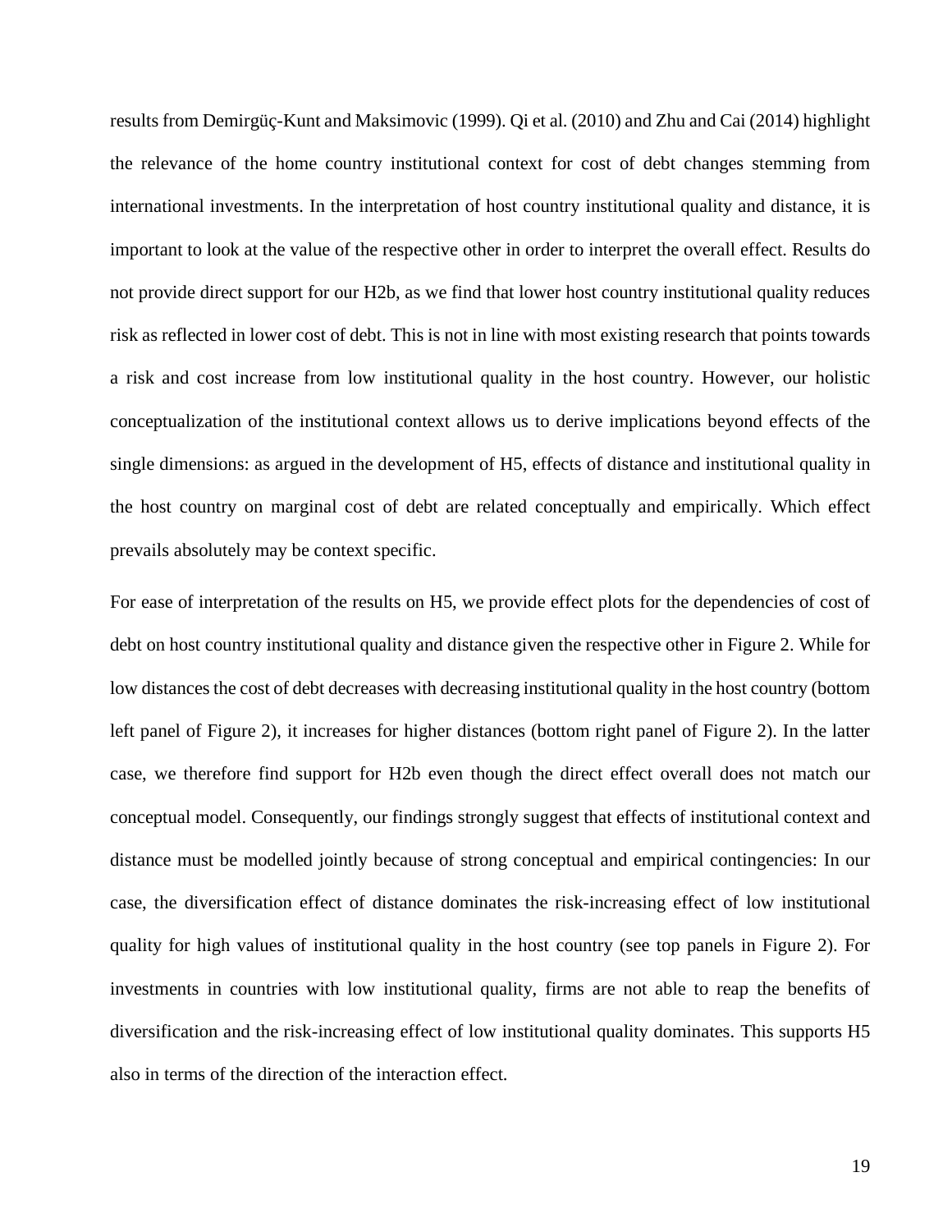results from Demirgüç-Kunt and Maksimovic (1999). Qi et al. (2010) and Zhu and Cai (2014) highlight the relevance of the home country institutional context for cost of debt changes stemming from international investments. In the interpretation of host country institutional quality and distance, it is important to look at the value of the respective other in order to interpret the overall effect. Results do not provide direct support for our H2b, as we find that lower host country institutional quality reduces risk as reflected in lower cost of debt. This is not in line with most existing research that points towards a risk and cost increase from low institutional quality in the host country. However, our holistic conceptualization of the institutional context allows us to derive implications beyond effects of the single dimensions: as argued in the development of H5, effects of distance and institutional quality in the host country on marginal cost of debt are related conceptually and empirically. Which effect prevails absolutely may be context specific.

For ease of interpretation of the results on H5, we provide effect plots for the dependencies of cost of debt on host country institutional quality and distance given the respective other in Figure 2. While for low distances the cost of debt decreases with decreasing institutional quality in the host country (bottom left panel of Figure 2), it increases for higher distances (bottom right panel of Figure 2). In the latter case, we therefore find support for H2b even though the direct effect overall does not match our conceptual model. Consequently, our findings strongly suggest that effects of institutional context and distance must be modelled jointly because of strong conceptual and empirical contingencies: In our case, the diversification effect of distance dominates the risk-increasing effect of low institutional quality for high values of institutional quality in the host country (see top panels in Figure 2). For investments in countries with low institutional quality, firms are not able to reap the benefits of diversification and the risk-increasing effect of low institutional quality dominates. This supports H5 also in terms of the direction of the interaction effect.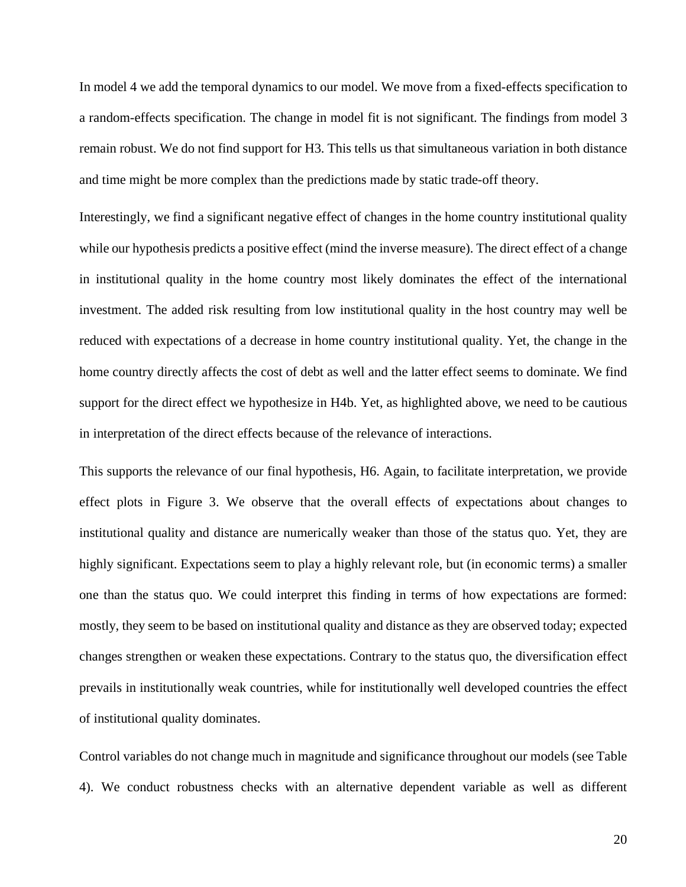In model 4 we add the temporal dynamics to our model. We move from a fixed-effects specification to a random-effects specification. The change in model fit is not significant. The findings from model 3 remain robust. We do not find support for H3. This tells us that simultaneous variation in both distance and time might be more complex than the predictions made by static trade-off theory.

Interestingly, we find a significant negative effect of changes in the home country institutional quality while our hypothesis predicts a positive effect (mind the inverse measure). The direct effect of a change in institutional quality in the home country most likely dominates the effect of the international investment. The added risk resulting from low institutional quality in the host country may well be reduced with expectations of a decrease in home country institutional quality. Yet, the change in the home country directly affects the cost of debt as well and the latter effect seems to dominate. We find support for the direct effect we hypothesize in H4b. Yet, as highlighted above, we need to be cautious in interpretation of the direct effects because of the relevance of interactions.

This supports the relevance of our final hypothesis, H6. Again, to facilitate interpretation, we provide effect plots in Figure 3. We observe that the overall effects of expectations about changes to institutional quality and distance are numerically weaker than those of the status quo. Yet, they are highly significant. Expectations seem to play a highly relevant role, but (in economic terms) a smaller one than the status quo. We could interpret this finding in terms of how expectations are formed: mostly, they seem to be based on institutional quality and distance as they are observed today; expected changes strengthen or weaken these expectations. Contrary to the status quo, the diversification effect prevails in institutionally weak countries, while for institutionally well developed countries the effect of institutional quality dominates.

Control variables do not change much in magnitude and significance throughout our models (see Table 4). We conduct robustness checks with an alternative dependent variable as well as different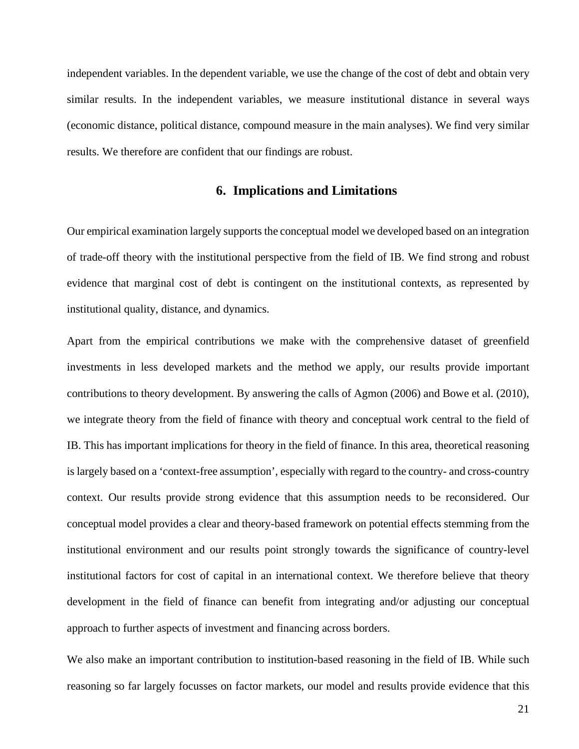independent variables. In the dependent variable, we use the change of the cost of debt and obtain very similar results. In the independent variables, we measure institutional distance in several ways (economic distance, political distance, compound measure in the main analyses). We find very similar results. We therefore are confident that our findings are robust.

## 6. Implications and Limitations

Our empirical examination largely supports the conceptual model we developed based on an integration of trade-off theory with the institutional perspective from the field of IB. We find strong and robust evidence that marginal cost of debt is contingent on the institutional contexts, as represented by institutional quality, distance, and dynamics.

Apart from the empirical contributions we make with the comprehensive dataset of greenfield investments in less developed markets and the method we apply, our results provide important contributions to theory development. By answering the calls of Agmon (2006) and Bowe et al. (2010), we integrate theory from the field of finance with theory and conceptual work central to the field of IB. This has important implications for theory in the field of finance. In this area, theoretical reasoning is largely based on a 'context-free assumption', especially with regard to the country- and cross-country context. Our results provide strong evidence that this assumption needs to be reconsidered. Our conceptual model provides a clear and theory-based framework on potential effects stemming from the institutional environment and our results point strongly towards the significance of country-level institutional factors for cost of capital in an international context. We therefore believe that theory development in the field of finance can benefit from integrating and/or adjusting our conceptual approach to further aspects of investment and financing across borders.

We also make an important contribution to institution-based reasoning in the field of IB. While such reasoning so far largely focusses on factor markets, our model and results provide evidence that this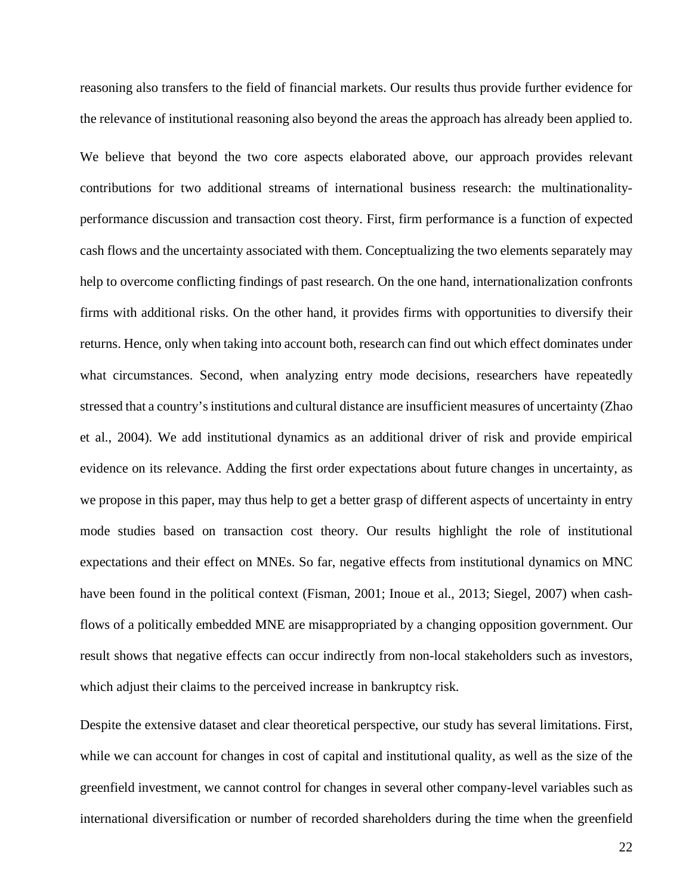reasoning also transfers to the field of financial markets. Our results thus provide further evidence for the relevance of institutional reasoning also beyond the areas the approach has already been applied to.

We believe that beyond the two core aspects elaborated above, our approach provides relevant contributions for two additional streams of international business research: the multinationality-performance discussion and transaction cost theory. First, firm performance is a function of expected cash flows and the uncertainty associated with them. Conceptualizing the two elements separately may help to overcome conflicting findings of past research. On the one hand, internationalization confronts firms with additional risks. On the other hand, it provides firms with opportunities to diversify their returns. Hence, only when taking into account both, research can find out which effect dominates under what circumstances. Second, when analyzing entry mode decisions, researchers have repeatedly stressed that a country's institutions and cultural distance are insufficient measures of uncertainty (Zhao et al., 2004). We add institutional dynamics as an additional driver of risk and provide empirical evidence on its relevance. Adding the first order expectations about future changes in uncertainty, as we propose in this paper, may thus help to get a better grasp of different aspects of uncertainty in entry mode studies based on transaction cost theory. Our results highlight the role of institutional expectations and their effect on MNEs. So far, negative effects from institutional dynamics on MNC have been found in the political context (Fisman, 2001; Inoue et al., 2013; Siegel, 2007) when cash-flows of a politically embedded MNE are misappropriated by a changing opposition government. Our result shows that negative effects can occur indirectly from non-local stakeholders such as investors, which adjust their claims to the perceived increase in bankruptcy risk.

Despite the extensive dataset and clear theoretical perspective, our study has several limitations. First, while we can account for changes in cost of capital and institutional quality, as well as the size of the greenfield investment, we cannot control for changes in several other company-level variables such as international diversification or number of recorded shareholders during the time when the greenfield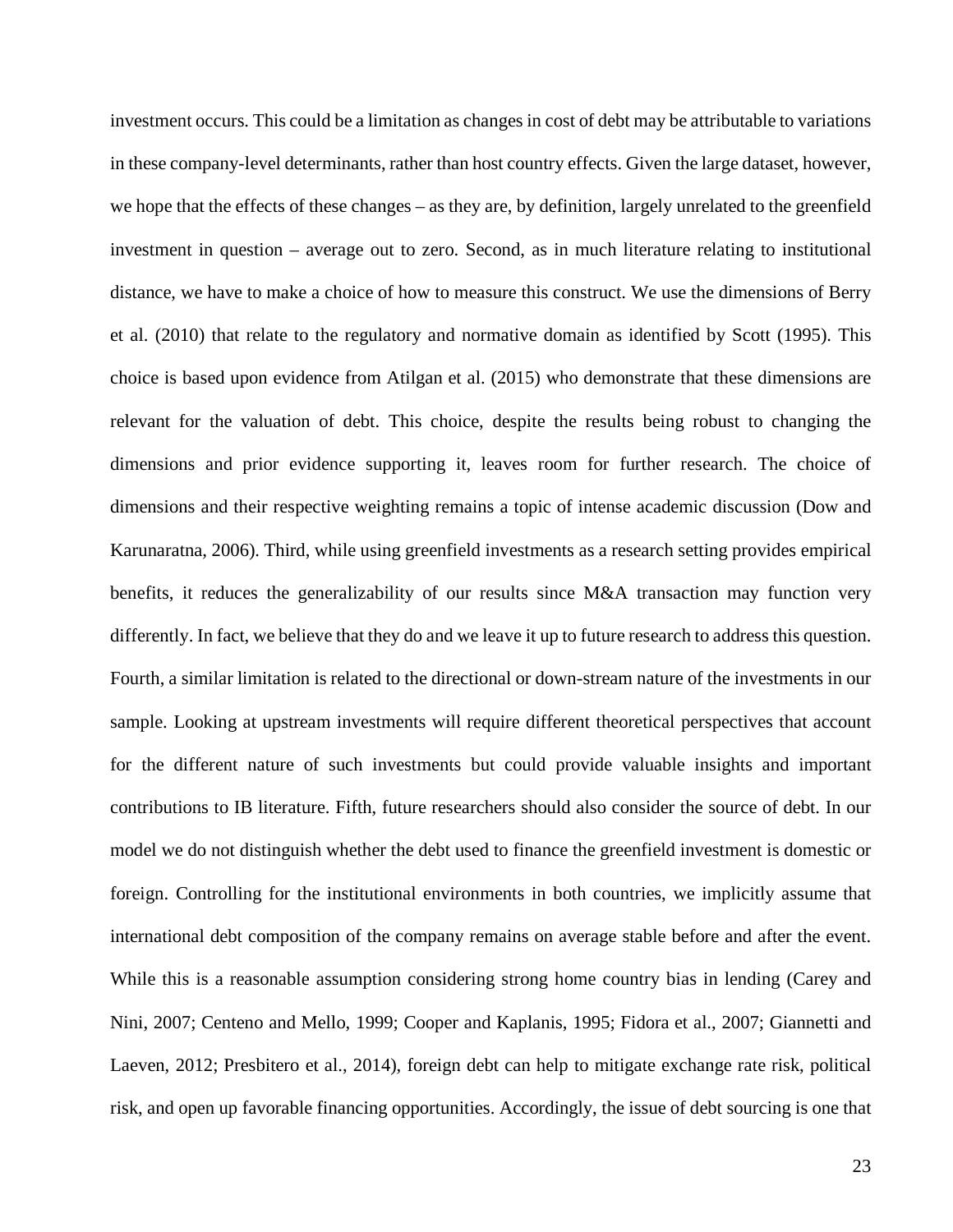investment occurs. This could be a limitation as changes in cost of debt may be attributable to variations in these company-level determinants, rather than host country effects. Given the large dataset, however, we hope that the effects of these changes – as they are, by definition, largely unrelated to the greenfield investment in question – average out to zero. Second, as in much literature relating to institutional distance, we have to make a choice of how to measure this construct. We use the dimensions of Berry et al. (2010) that relate to the regulatory and normative domain as identified by Scott (1995). This choice is based upon evidence from Atilgan et al. (2015) who demonstrate that these dimensions are relevant for the valuation of debt. This choice, despite the results being robust to changing the dimensions and prior evidence supporting it, leaves room for further research. The choice of dimensions and their respective weighting remains a topic of intense academic discussion (Dow and Karunaratna, 2006). Third, while using greenfield investments as a research setting provides empirical benefits, it reduces the generalizability of our results since M&A transaction may function very differently. In fact, we believe that they do and we leave it up to future research to address this question. Fourth, a similar limitation is related to the directional or down-stream nature of the investments in our sample. Looking at upstream investments will require different theoretical perspectives that account for the different nature of such investments but could provide valuable insights and important contributions to IB literature. Fifth, future researchers should also consider the source of debt. In our model we do not distinguish whether the debt used to finance the greenfield investment is domestic or foreign. Controlling for the institutional environments in both countries, we implicitly assume that international debt composition of the company remains on average stable before and after the event. While this is a reasonable assumption considering strong home country bias in lending (Carey and Nini, 2007; Centeno and Mello, 1999; Cooper and Kaplanis, 1995; Fidora et al., 2007; Giannetti and Laeven, 2012; Presbitero et al., 2014), foreign debt can help to mitigate exchange rate risk, political risk, and open up favorable financing opportunities. Accordingly, the issue of debt sourcing is one that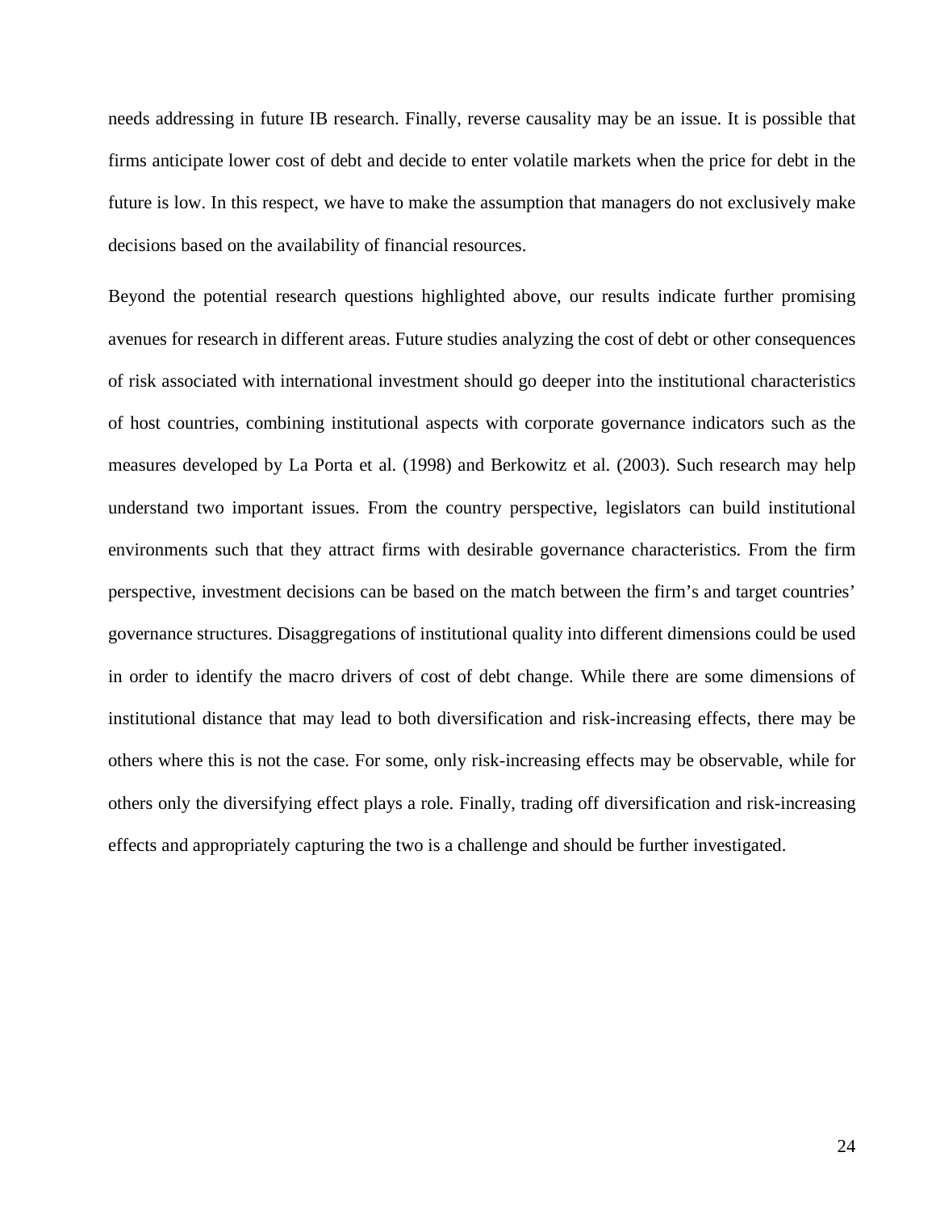needs addressing in future IB research. Finally, reverse causality may be an issue. It is possible that firms anticipate lower cost of debt and decide to enter volatile markets when the price for debt in the future is low. In this respect, we have to make the assumption that managers do not exclusively make decisions based on the availability of financial resources.

Beyond the potential research questions highlighted above, our results indicate further promising avenues for research in different areas. Future studies analyzing the cost of debt or other consequences of risk associated with international investment should go deeper into the institutional characteristics of host countries, combining institutional aspects with corporate governance indicators such as the measures developed by La Porta et al. (1998) and Berkowitz et al. (2003). Such research may help understand two important issues. From the country perspective, legislators can build institutional environments such that they attract firms with desirable governance characteristics. From the firm perspective, investment decisions can be based on the match between the firm's and target countries' governance structures. Disaggregations of institutional quality into different dimensions could be used in order to identify the macro drivers of cost of debt change. While there are some dimensions of institutional distance that may lead to both diversification and risk-increasing effects, there may be others where this is not the case. For some, only risk-increasing effects may be observable, while for others only the diversifying effect plays a role. Finally, trading off diversification and risk-increasing effects and appropriately capturing the two is a challenge and should be further investigated.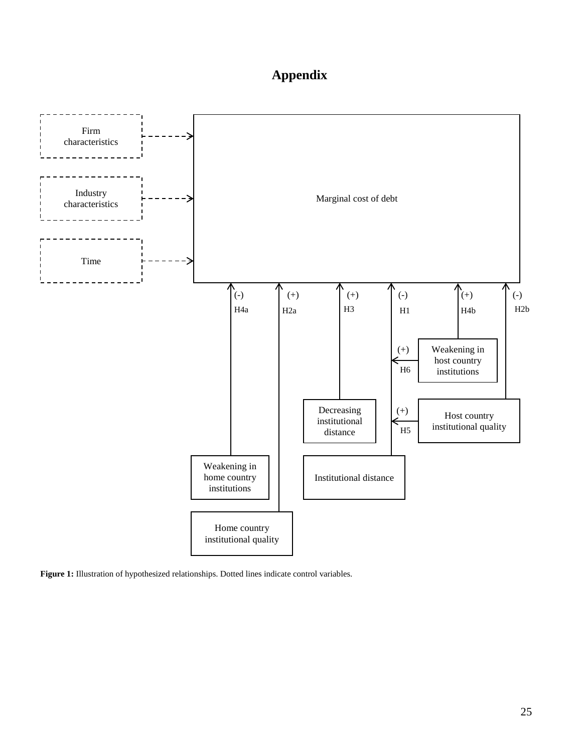# Appendix

Firm characteristics

Industry characteristics

Time

Marginal cost of debt

(-) H4a

(+) H2a

(+) H3

(-) H1

(+) H4b

(-) H2b

(+) H6

Weakening in host country institutions

(+) H5

Host country institutional quality

Decreasing institutional distance

Weakening in home country institutions

Institutional distance

Home country institutional quality

**Figure 1:** Illustration of hypothesized relationships. Dotted lines indicate control variables.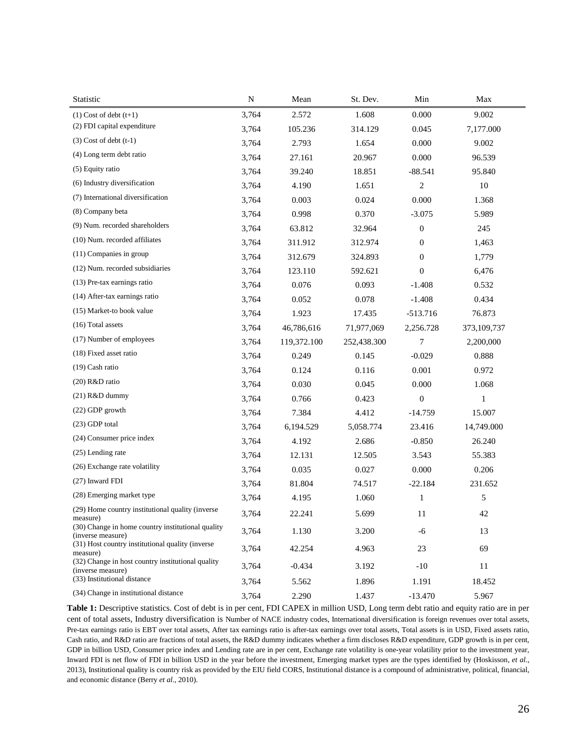| Statistic | N | Mean | St. Dev. | Min | Max |
|---|---|---|---|---|---|
| (1) Cost of debt (t+1) | 3,764 | 2.572 | 1.608 | 0.000 | 9.002 |
| (2) FDI capital expenditure | 3,764 | 105.236 | 314.129 | 0.045 | 7,177.000 |
| (3) Cost of debt (t-1) | 3,764 | 2.793 | 1.654 | 0.000 | 9.002 |
| (4) Long term debt ratio | 3,764 | 27.161 | 20.967 | 0.000 | 96.539 |
| (5) Equity ratio | 3,764 | 39.240 | 18.851 | -88.541 | 95.840 |
| (6) Industry diversification | 3,764 | 4.190 | 1.651 | 2 | 10 |
| (7) International diversification | 3,764 | 0.003 | 0.024 | 0.000 | 1.368 |
| (8) Company beta | 3,764 | 0.998 | 0.370 | -3.075 | 5.989 |
| (9) Num. recorded shareholders | 3,764 | 63.812 | 32.964 | 0 | 245 |
| (10) Num. recorded affiliates | 3,764 | 311.912 | 312.974 | 0 | 1,463 |
| (11) Companies in group | 3,764 | 312.679 | 324.893 | 0 | 1,779 |
| (12) Num. recorded subsidiaries | 3,764 | 123.110 | 592.621 | 0 | 6,476 |
| (13) Pre-tax earnings ratio | 3,764 | 0.076 | 0.093 | -1.408 | 0.532 |
| (14) After-tax earnings ratio | 3,764 | 0.052 | 0.078 | -1.408 | 0.434 |
| (15) Market-to book value | 3,764 | 1.923 | 17.435 | -513.716 | 76.873 |
| (16) Total assets | 3,764 | 46,786,616 | 71,977,069 | 2,256.728 | 373,109,737 |
| (17) Number of employees | 3,764 | 119,372.100 | 252,438.300 | 7 | 2,200,000 |
| (18) Fixed asset ratio | 3,764 | 0.249 | 0.145 | -0.029 | 0.888 |
| (19) Cash ratio | 3,764 | 0.124 | 0.116 | 0.001 | 0.972 |
| (20) R&D ratio | 3,764 | 0.030 | 0.045 | 0.000 | 1.068 |
| (21) R&D dummy | 3,764 | 0.766 | 0.423 | 0 | 1 |
| (22) GDP growth | 3,764 | 7.384 | 4.412 | -14.759 | 15.007 |
| (23) GDP total | 3,764 | 6,194.529 | 5,058.774 | 23.416 | 14,749.000 |
| (24) Consumer price index | 3,764 | 4.192 | 2.686 | -0.850 | 26.240 |
| (25) Lending rate | 3,764 | 12.131 | 12.505 | 3.543 | 55.383 |
| (26) Exchange rate volatility | 3,764 | 0.035 | 0.027 | 0.000 | 0.206 |
| (27) Inward FDI | 3,764 | 81.804 | 74.517 | -22.184 | 231.652 |
| (28) Emerging market type | 3,764 | 4.195 | 1.060 | 1 | 5 |
| (29) Home country institutional quality (inverse measure) | 3,764 | 22.241 | 5.699 | 11 | 42 |
| (30) Change in home country institutional quality (inverse measure) | 3,764 | 1.130 | 3.200 | -6 | 13 |
| (31) Host country institutional quality (inverse measure) | 3,764 | 42.254 | 4.963 | 23 | 69 |
| (32) Change in host country institutional quality (inverse measure) | 3,764 | -0.434 | 3.192 | -10 | 11 |
| (33) Institutional distance | 3,764 | 5.562 | 1.896 | 1.191 | 18.452 |
| (34) Change in institutional distance | 3,764 | 2.290 | 1.437 | -13.470 | 5.967 |

**Table 1:** Descriptive statistics. Cost of debt is in per cent, FDI CAPEX in million USD, Long term debt ratio and equity ratio are in per cent of total assets, Industry diversification is Number of NACE industry codes, International diversification is foreign revenues over total assets, Pre-tax earnings ratio is EBT over total assets, After tax earnings ratio is after-tax earnings over total assets, Total assets is in USD, Fixed assets ratio, Cash ratio, and R&D ratio are fractions of total assets, the R&D dummy indicates whether a firm discloses R&D expenditure, GDP growth is in per cent, GDP in billion USD, Consumer price index and Lending rate are in per cent, Exchange rate volatility is one-year volatility prior to the investment year, Inward FDI is net flow of FDI in billion USD in the year before the investment, Emerging market types are the types identified by (Hoskisson, *et al.*, 2013), Institutional quality is country risk as provided by the EIU field CORS, Institutional distance is a compound of administrative, political, financial, and economic distance (Berry *et al*., 2010).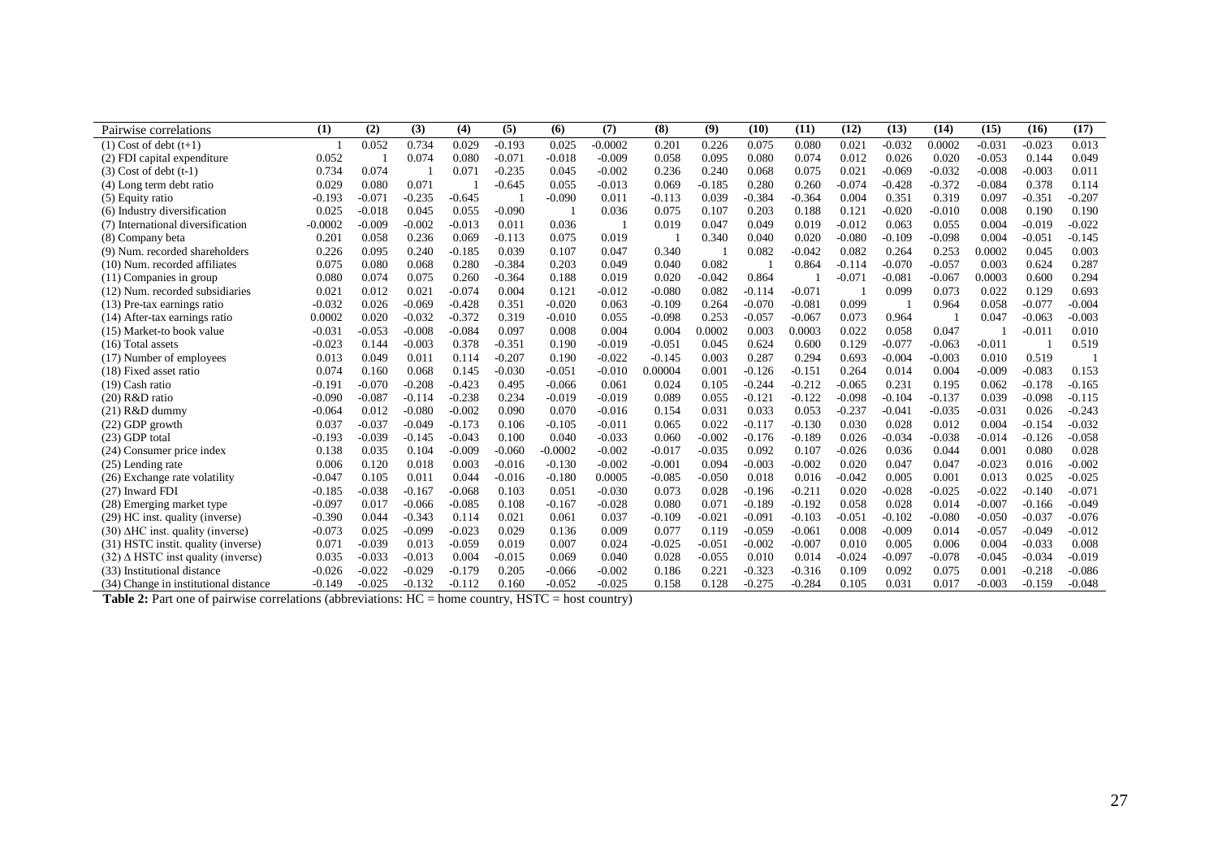| Pairwise correlations | (1) | (2) | (3) | (4) | (5) | (6) | (7) | (8) | (9) | (10) | (11) | (12) | (13) | (14) | (15) | (16) | (17) |
|---|---|---|---|---|---|---|---|---|---|---|---|---|---|---|---|---|---|
| (1) Cost of debt (t+1) | 1 | 0.052 | 0.734 | 0.029 | -0.193 | 0.025 | -0.0002 | 0.201 | 0.226 | 0.075 | 0.080 | 0.021 | -0.032 | 0.0002 | -0.031 | -0.023 | 0.013 |
| (2) FDI capital expenditure | 0.052 | 1 | 0.074 | 0.080 | -0.071 | -0.018 | -0.009 | 0.058 | 0.095 | 0.080 | 0.074 | 0.012 | 0.026 | 0.020 | -0.053 | 0.144 | 0.049 |
| (3) Cost of debt (t-1) | 0.734 | 0.074 | 1 | 0.071 | -0.235 | 0.045 | -0.002 | 0.236 | 0.240 | 0.068 | 0.075 | 0.021 | -0.069 | -0.032 | -0.008 | -0.003 | 0.011 |
| (4) Long term debt ratio | 0.029 | 0.080 | 0.071 | 1 | -0.645 | 0.055 | -0.013 | 0.069 | -0.185 | 0.280 | 0.260 | -0.074 | -0.428 | -0.372 | -0.084 | 0.378 | 0.114 |
| (5) Equity ratio | -0.193 | -0.071 | -0.235 | -0.645 | 1 | -0.090 | 0.011 | -0.113 | 0.039 | -0.384 | -0.364 | 0.004 | 0.351 | 0.319 | 0.097 | -0.351 | -0.207 |
| (6) Industry diversification | 0.025 | -0.018 | 0.045 | 0.055 | -0.090 | 1 | 0.036 | 0.075 | 0.107 | 0.203 | 0.188 | 0.121 | -0.020 | -0.010 | 0.008 | 0.190 | 0.190 |
| (7) International diversification | -0.0002 | -0.009 | -0.002 | -0.013 | 0.011 | 0.036 | 1 | 0.019 | 0.047 | 0.049 | 0.019 | -0.012 | 0.063 | 0.055 | 0.004 | -0.019 | -0.022 |
| (8) Company beta | 0.201 | 0.058 | 0.236 | 0.069 | -0.113 | 0.075 | 0.019 | 1 | 0.340 | 0.040 | 0.020 | -0.080 | -0.109 | -0.098 | 0.004 | -0.051 | -0.145 |
| (9) Num. recorded shareholders | 0.226 | 0.095 | 0.240 | -0.185 | 0.039 | 0.107 | 0.047 | 0.340 | 1 | 0.082 | -0.042 | 0.082 | 0.264 | 0.253 | 0.0002 | 0.045 | 0.003 |
| (10) Num. recorded affiliates | 0.075 | 0.080 | 0.068 | 0.280 | -0.384 | 0.203 | 0.049 | 0.040 | 0.082 | 1 | 0.864 | -0.114 | -0.070 | -0.057 | 0.003 | 0.624 | 0.287 |
| (11) Companies in group | 0.080 | 0.074 | 0.075 | 0.260 | -0.364 | 0.188 | 0.019 | 0.020 | -0.042 | 0.864 | 1 | -0.071 | -0.081 | -0.067 | 0.0003 | 0.600 | 0.294 |
| (12) Num. recorded subsidiaries | 0.021 | 0.012 | 0.021 | -0.074 | 0.004 | 0.121 | -0.012 | -0.080 | 0.082 | -0.114 | -0.071 | 1 | 0.099 | 0.073 | 0.022 | 0.129 | 0.693 |
| (13) Pre-tax earnings ratio | -0.032 | 0.026 | -0.069 | -0.428 | 0.351 | -0.020 | 0.063 | -0.109 | 0.264 | -0.070 | -0.081 | 0.099 | 1 | 0.964 | 0.058 | -0.077 | -0.004 |
| (14) After-tax earnings ratio | 0.0002 | 0.020 | -0.032 | -0.372 | 0.319 | -0.010 | 0.055 | -0.098 | 0.253 | -0.057 | -0.067 | 0.073 | 0.964 | 1 | 0.047 | -0.063 | -0.003 |
| (15) Market-to book value | -0.031 | -0.053 | -0.008 | -0.084 | 0.097 | 0.008 | 0.004 | 0.004 | 0.0002 | 0.003 | 0.0003 | 0.022 | 0.058 | 0.047 | 1 | -0.011 | 0.010 |
| (16) Total assets | -0.023 | 0.144 | -0.003 | 0.378 | -0.351 | 0.190 | -0.019 | -0.051 | 0.045 | 0.624 | 0.600 | 0.129 | -0.077 | -0.063 | -0.011 | 1 | 0.519 |
| (17) Number of employees | 0.013 | 0.049 | 0.011 | 0.114 | -0.207 | 0.190 | -0.022 | -0.145 | 0.003 | 0.287 | 0.294 | 0.693 | -0.004 | -0.003 | 0.010 | 0.519 | 1 |
| (18) Fixed asset ratio | 0.074 | 0.160 | 0.068 | 0.145 | -0.030 | -0.051 | -0.010 | 0.00004 | 0.001 | -0.126 | -0.151 | 0.264 | 0.014 | 0.004 | -0.009 | -0.083 | 0.153 |
| (19) Cash ratio | -0.191 | -0.070 | -0.208 | -0.423 | 0.495 | -0.066 | 0.061 | 0.024 | 0.105 | -0.244 | -0.212 | -0.065 | 0.231 | 0.195 | 0.062 | -0.178 | -0.165 |
| (20) R&D ratio | -0.090 | -0.087 | -0.114 | -0.238 | 0.234 | -0.019 | -0.019 | 0.089 | 0.055 | -0.121 | -0.122 | -0.098 | -0.104 | -0.137 | 0.039 | -0.098 | -0.115 |
| (21) R&D dummy | -0.064 | 0.012 | -0.080 | -0.002 | 0.090 | 0.070 | -0.016 | 0.154 | 0.031 | 0.033 | 0.053 | -0.237 | -0.041 | -0.035 | -0.031 | 0.026 | -0.243 |
| (22) GDP growth | 0.037 | -0.037 | -0.049 | -0.173 | 0.106 | -0.105 | -0.011 | 0.065 | 0.022 | -0.117 | -0.130 | 0.030 | 0.028 | 0.012 | 0.004 | -0.154 | -0.032 |
| (23) GDP total | -0.193 | -0.039 | -0.145 | -0.043 | 0.100 | 0.040 | -0.033 | 0.060 | -0.002 | -0.176 | -0.189 | 0.026 | -0.034 | -0.038 | -0.014 | -0.126 | -0.058 |
| (24) Consumer price index | 0.138 | 0.035 | 0.104 | -0.009 | -0.060 | -0.0002 | -0.002 | -0.017 | -0.035 | 0.092 | 0.107 | -0.026 | 0.036 | 0.044 | 0.001 | 0.080 | 0.028 |
| (25) Lending rate | 0.006 | 0.120 | 0.018 | 0.003 | -0.016 | -0.130 | -0.002 | -0.001 | 0.094 | -0.003 | -0.002 | 0.020 | 0.047 | 0.047 | -0.023 | 0.016 | -0.002 |
| (26) Exchange rate volatility | -0.047 | 0.105 | 0.011 | 0.044 | -0.016 | -0.180 | 0.0005 | -0.085 | -0.050 | 0.018 | 0.016 | -0.042 | 0.005 | 0.001 | 0.013 | 0.025 | -0.025 |
| (27) Inward FDI | -0.185 | -0.038 | -0.167 | -0.068 | 0.103 | 0.051 | -0.030 | 0.073 | 0.028 | -0.196 | -0.211 | 0.020 | -0.028 | -0.025 | -0.022 | -0.140 | -0.071 |
| (28) Emerging market type | -0.097 | 0.017 | -0.066 | -0.085 | 0.108 | -0.167 | -0.028 | 0.080 | 0.071 | -0.189 | -0.192 | 0.058 | 0.028 | 0.014 | -0.007 | -0.166 | -0.049 |
| (29) HC inst. quality (inverse) | -0.390 | 0.044 | -0.343 | 0.114 | 0.021 | 0.061 | 0.037 | -0.109 | -0.021 | -0.091 | -0.103 | -0.051 | -0.102 | -0.080 | -0.050 | -0.037 | -0.076 |
| (30) ΔHC inst. quality (inverse) | -0.073 | 0.025 | -0.099 | -0.023 | 0.029 | 0.136 | 0.009 | 0.077 | 0.119 | -0.059 | -0.061 | 0.008 | -0.009 | 0.014 | -0.057 | -0.049 | -0.012 |
| (31) HSTC instit. quality (inverse) | 0.071 | -0.039 | 0.013 | -0.059 | 0.019 | 0.007 | 0.024 | -0.025 | -0.051 | -0.002 | -0.007 | 0.010 | 0.005 | 0.006 | 0.004 | -0.033 | 0.008 |
| (32) Δ HSTC inst quality (inverse) | 0.035 | -0.033 | -0.013 | 0.004 | -0.015 | 0.069 | 0.040 | 0.028 | -0.055 | 0.010 | 0.014 | -0.024 | -0.097 | -0.078 | -0.045 | -0.034 | -0.019 |
| (33) Institutional distance | -0.026 | -0.022 | -0.029 | -0.179 | 0.205 | -0.066 | -0.002 | 0.186 | 0.221 | -0.323 | -0.316 | 0.109 | 0.092 | 0.075 | 0.001 | -0.218 | -0.086 |
| (34) Change in institutional distance | -0.149 | -0.025 | -0.132 | -0.112 | 0.160 | -0.052 | -0.025 | 0.158 | 0.128 | -0.275 | -0.284 | 0.105 | 0.031 | 0.017 | -0.003 | -0.159 | -0.048 |

**Table 2:** Part one of pairwise correlations (abbreviations: HC = home country, HSTC = host country)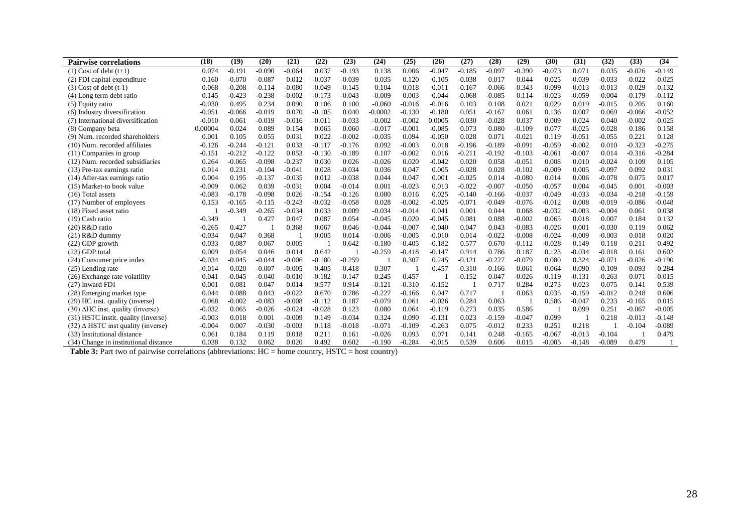| **Pairwise correlations** | **(18)** | **(19)** | **(20)** | **(21)** | **(22)** | **(23)** | **(24)** | **(25)** | **(26)** | **(27)** | **(28)** | **(29)** | **(30)** | **(31)** | **(32)** | **(33)** | **(34** |
|---|---|---|---|---|---|---|---|---|---|---|---|---|---|---|---|---|---|
| (1) Cost of debt (t+1) | 0.074 | -0.191 | -0.090 | -0.064 | 0.037 | -0.193 | 0.138 | 0.006 | -0.047 | -0.185 | -0.097 | -0.390 | -0.073 | 0.071 | 0.035 | -0.026 | -0.149 |
| (2) FDI capital expenditure | 0.160 | -0.070 | -0.087 | 0.012 | -0.037 | -0.039 | 0.035 | 0.120 | 0.105 | -0.038 | 0.017 | 0.044 | 0.025 | -0.039 | -0.033 | -0.022 | -0.025 |
| (3) Cost of debt (t-1) | 0.068 | -0.208 | -0.114 | -0.080 | -0.049 | -0.145 | 0.104 | 0.018 | 0.011 | -0.167 | -0.066 | -0.343 | -0.099 | 0.013 | -0.013 | -0.029 | -0.132 |
| (4) Long term debt ratio | 0.145 | -0.423 | -0.238 | -0.002 | -0.173 | -0.043 | -0.009 | 0.003 | 0.044 | -0.068 | -0.085 | 0.114 | -0.023 | -0.059 | 0.004 | -0.179 | -0.112 |
| (5) Equity ratio | -0.030 | 0.495 | 0.234 | 0.090 | 0.106 | 0.100 | -0.060 | -0.016 | -0.016 | 0.103 | 0.108 | 0.021 | 0.029 | 0.019 | -0.015 | 0.205 | 0.160 |
| (6) Industry diversification | -0.051 | -0.066 | -0.019 | 0.070 | -0.105 | 0.040 | -0.0002 | -0.130 | -0.180 | 0.051 | -0.167 | 0.061 | 0.136 | 0.007 | 0.069 | -0.066 | -0.052 |
| (7) International diversification | -0.010 | 0.061 | -0.019 | -0.016 | -0.011 | -0.033 | -0.002 | -0.002 | 0.0005 | -0.030 | -0.028 | 0.037 | 0.009 | 0.024 | 0.040 | -0.002 | -0.025 |
| (8) Company beta | 0.00004 | 0.024 | 0.089 | 0.154 | 0.065 | 0.060 | -0.017 | -0.001 | -0.085 | 0.073 | 0.080 | -0.109 | 0.077 | -0.025 | 0.028 | 0.186 | 0.158 |
| (9) Num. recorded shareholders | 0.001 | 0.105 | 0.055 | 0.031 | 0.022 | -0.002 | -0.035 | 0.094 | -0.050 | 0.028 | 0.071 | -0.021 | 0.119 | -0.051 | -0.055 | 0.221 | 0.128 |
| (10) Num. recorded affiliates | -0.126 | -0.244 | -0.121 | 0.033 | -0.117 | -0.176 | 0.092 | -0.003 | 0.018 | -0.196 | -0.189 | -0.091 | -0.059 | -0.002 | 0.010 | -0.323 | -0.275 |
| (11) Companies in group | -0.151 | -0.212 | -0.122 | 0.053 | -0.130 | -0.189 | 0.107 | -0.002 | 0.016 | -0.211 | -0.192 | -0.103 | -0.061 | -0.007 | 0.014 | -0.316 | -0.284 |
| (12) Num. recorded subsidiaries | 0.264 | -0.065 | -0.098 | -0.237 | 0.030 | 0.026 | -0.026 | 0.020 | -0.042 | 0.020 | 0.058 | -0.051 | 0.008 | 0.010 | -0.024 | 0.109 | 0.105 |
| (13) Pre-tax earnings ratio | 0.014 | 0.231 | -0.104 | -0.041 | 0.028 | -0.034 | 0.036 | 0.047 | 0.005 | -0.028 | 0.028 | -0.102 | -0.009 | 0.005 | -0.097 | 0.092 | 0.031 |
| (14) After-tax earnings ratio | 0.004 | 0.195 | -0.137 | -0.035 | 0.012 | -0.038 | 0.044 | 0.047 | 0.001 | -0.025 | 0.014 | -0.080 | 0.014 | 0.006 | -0.078 | 0.075 | 0.017 |
| (15) Market-to book value | -0.009 | 0.062 | 0.039 | -0.031 | 0.004 | -0.014 | 0.001 | -0.023 | 0.013 | -0.022 | -0.007 | -0.050 | -0.057 | 0.004 | -0.045 | 0.001 | -0.003 |
| (16) Total assets | -0.083 | -0.178 | -0.098 | 0.026 | -0.154 | -0.126 | 0.080 | 0.016 | 0.025 | -0.140 | -0.166 | -0.037 | -0.049 | -0.033 | -0.034 | -0.218 | -0.159 |
| (17) Number of employees | 0.153 | -0.165 | -0.115 | -0.243 | -0.032 | -0.058 | 0.028 | -0.002 | -0.025 | -0.071 | -0.049 | -0.076 | -0.012 | 0.008 | -0.019 | -0.086 | -0.048 |
| (18) Fixed asset ratio | 1 | -0.349 | -0.265 | -0.034 | 0.033 | 0.009 | -0.034 | -0.014 | 0.041 | 0.001 | 0.044 | 0.068 | -0.032 | -0.003 | -0.004 | 0.061 | 0.038 |
| (19) Cash ratio | -0.349 | 1 | 0.427 | 0.047 | 0.087 | 0.054 | -0.045 | 0.020 | -0.045 | 0.081 | 0.088 | -0.002 | 0.065 | 0.018 | 0.007 | 0.184 | 0.132 |
| (20) R&D ratio | -0.265 | 0.427 | 1 | 0.368 | 0.067 | 0.046 | -0.044 | -0.007 | -0.040 | 0.047 | 0.043 | -0.083 | -0.026 | 0.001 | -0.030 | 0.119 | 0.062 |
| (21) R&D dummy | -0.034 | 0.047 | 0.368 | 1 | 0.005 | 0.014 | -0.006 | -0.005 | -0.010 | 0.014 | -0.022 | -0.008 | -0.024 | -0.009 | -0.003 | 0.018 | 0.020 |
| (22) GDP growth | 0.033 | 0.087 | 0.067 | 0.005 | 1 | 0.642 | -0.180 | -0.405 | -0.182 | 0.577 | 0.670 | -0.112 | -0.028 | 0.149 | 0.118 | 0.211 | 0.492 |
| (23) GDP total | 0.009 | 0.054 | 0.046 | 0.014 | 0.642 | 1 | -0.259 | -0.418 | -0.147 | 0.914 | 0.786 | 0.187 | 0.123 | -0.034 | -0.018 | 0.161 | 0.602 |
| (24) Consumer price index | -0.034 | -0.045 | -0.044 | -0.006 | -0.180 | -0.259 | 1 | 0.307 | 0.245 | -0.121 | -0.227 | -0.079 | 0.080 | 0.324 | -0.071 | -0.026 | -0.190 |
| (25) Lending rate | -0.014 | 0.020 | -0.007 | -0.005 | -0.405 | -0.418 | 0.307 | 1 | 0.457 | -0.310 | -0.166 | 0.061 | 0.064 | 0.090 | -0.109 | 0.093 | -0.284 |
| (26) Exchange rate volatility | 0.041 | -0.045 | -0.040 | -0.010 | -0.182 | -0.147 | 0.245 | 0.457 | 1 | -0.152 | 0.047 | -0.026 | -0.119 | -0.131 | -0.263 | 0.071 | -0.015 |
| (27) Inward FDI | 0.001 | 0.081 | 0.047 | 0.014 | 0.577 | 0.914 | -0.121 | -0.310 | -0.152 | 1 | 0.717 | 0.284 | 0.273 | 0.023 | 0.075 | 0.141 | 0.539 |
| (28) Emerging market type | 0.044 | 0.088 | 0.043 | -0.022 | 0.670 | 0.786 | -0.227 | -0.166 | 0.047 | 0.717 | 1 | 0.063 | 0.035 | -0.159 | -0.012 | 0.248 | 0.606 |
| (29) HC inst. quality (inverse) | 0.068 | -0.002 | -0.083 | -0.008 | -0.112 | 0.187 | -0.079 | 0.061 | -0.026 | 0.284 | 0.063 | 1 | 0.586 | -0.047 | 0.233 | -0.165 | 0.015 |
| (30) ΔHC inst. quality (inverse) | -0.032 | 0.065 | -0.026 | -0.024 | -0.028 | 0.123 | 0.080 | 0.064 | -0.119 | 0.273 | 0.035 | 0.586 | 1 | 0.099 | 0.251 | -0.067 | -0.005 |
| (31) HSTC instit. quality (inverse) | -0.003 | 0.018 | 0.001 | -0.009 | 0.149 | -0.034 | 0.324 | 0.090 | -0.131 | 0.023 | -0.159 | -0.047 | 0.099 | 1 | 0.218 | -0.013 | -0.148 |
| (32) Δ HSTC inst quality (inverse) | -0.004 | 0.007 | -0.030 | -0.003 | 0.118 | -0.018 | -0.071 | -0.109 | -0.263 | 0.075 | -0.012 | 0.233 | 0.251 | 0.218 | 1 | -0.104 | -0.089 |
| (33) Institutional distance | 0.061 | 0.184 | 0.119 | 0.018 | 0.211 | 0.161 | -0.026 | 0.093 | 0.071 | 0.141 | 0.248 | -0.165 | -0.067 | -0.013 | -0.104 | 1 | 0.479 |
| (34) Change in institutional distance | 0.038 | 0.132 | 0.062 | 0.020 | 0.492 | 0.602 | -0.190 | -0.284 | -0.015 | 0.539 | 0.606 | 0.015 | -0.005 | -0.148 | -0.089 | 0.479 | 1 |

**Table 3:** Part two of pairwise correlations (abbreviations: HC = home country, HSTC = host country)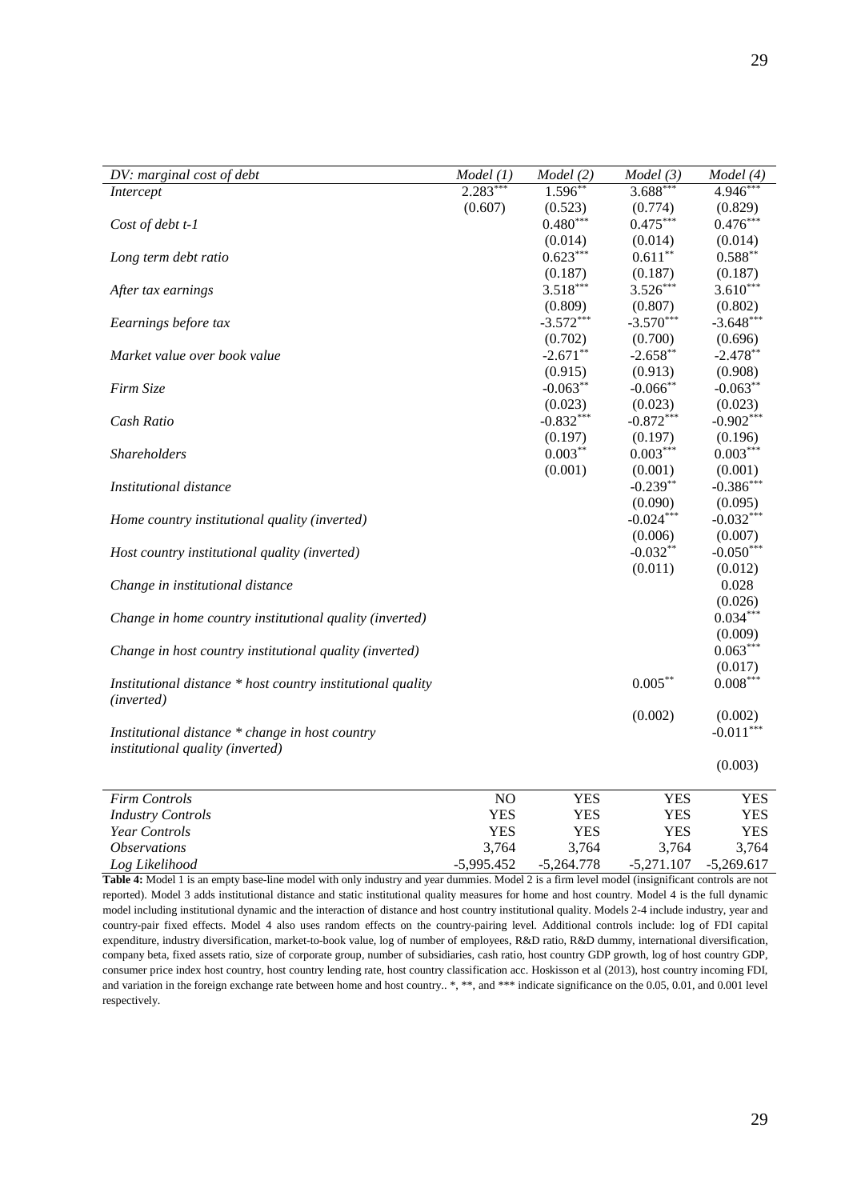| *DV: marginal cost of debt* | *Model (1)* | *Model (2)* | *Model (3)* | *Model (4)* |
|---|---|---|---|---|
| *Intercept* | 2.283*** | 1.596** | 3.688*** | 4.946*** |
| | (0.607) | (0.523) | (0.774) | (0.829) |
| *Cost of debt t-1* | | 0.480*** | 0.475*** | 0.476*** |
| | | (0.014) | (0.014) | (0.014) |
| *Long term debt ratio* | | 0.623*** | 0.611** | 0.588** |
| | | (0.187) | (0.187) | (0.187) |
| *After tax earnings* | | 3.518*** | 3.526*** | 3.610*** |
| | | (0.809) | (0.807) | (0.802) |
| *Eearnings before tax* | | -3.572*** | -3.570*** | -3.648*** |
| | | (0.702) | (0.700) | (0.696) |
| *Market value over book value* | | -2.671** | -2.658** | -2.478** |
| | | (0.915) | (0.913) | (0.908) |
| *Firm Size* | | -0.063** | -0.066** | -0.063** |
| | | (0.023) | (0.023) | (0.023) |
| *Cash Ratio* | | -0.832*** | -0.872*** | -0.902*** |
| | | (0.197) | (0.197) | (0.196) |
| *Shareholders* | | 0.003** | 0.003*** | 0.003*** |
| | | (0.001) | (0.001) | (0.001) |
| *Institutional distance* | | | -0.239** | -0.386*** |
| | | | (0.090) | (0.095) |
| *Home country institutional quality (inverted)* | | | -0.024*** | -0.032*** |
| | | | (0.006) | (0.007) |
| *Host country institutional quality (inverted)* | | | -0.032** | -0.050*** |
| | | | (0.011) | (0.012) |
| *Change in institutional distance* | | | | 0.028 |
| | | | | (0.026) |
| *Change in home country institutional quality (inverted)* | | | | 0.034*** |
| | | | | (0.009) |
| *Change in host country institutional quality (inverted)* | | | | 0.063*** |
| | | | | (0.017) |
| *Institutional distance * host country institutional quality (inverted)* | | | 0.005** | 0.008*** |
| | | | (0.002) | (0.002) |
| *Institutional distance * change in host country institutional quality (inverted)* | | | | -0.011*** |
| | | | | (0.003) |
| *Firm Controls* | NO | YES | YES | YES |
| *Industry Controls* | YES | YES | YES | YES |
| *Year Controls* | YES | YES | YES | YES |
| *Observations* | 3,764 | 3,764 | 3,764 | 3,764 |
| *Log Likelihood* | -5,995.452 | -5,264.778 | -5,271.107 | -5,269.617 |

**Table 4:** Model 1 is an empty base-line model with only industry and year dummies. Model 2 is a firm level model (insignificant controls are not reported). Model 3 adds institutional distance and static institutional quality measures for home and host country. Model 4 is the full dynamic model including institutional dynamic and the interaction of distance and host country institutional quality. Models 2-4 include industry, year and country-pair fixed effects. Model 4 also uses random effects on the country-pairing level. Additional controls include: log of FDI capital expenditure, industry diversification, market-to-book value, log of number of employees, R&D ratio, R&D dummy, international diversification, company beta, fixed assets ratio, size of corporate group, number of subsidiaries, cash ratio, host country GDP growth, log of host country GDP, consumer price index host country, host country lending rate, host country classification acc. Hoskisson et al (2013), host country incoming FDI, and variation in the foreign exchange rate between home and host country.. *, **, and *** indicate significance on the 0.05, 0.01, and 0.001 level respectively.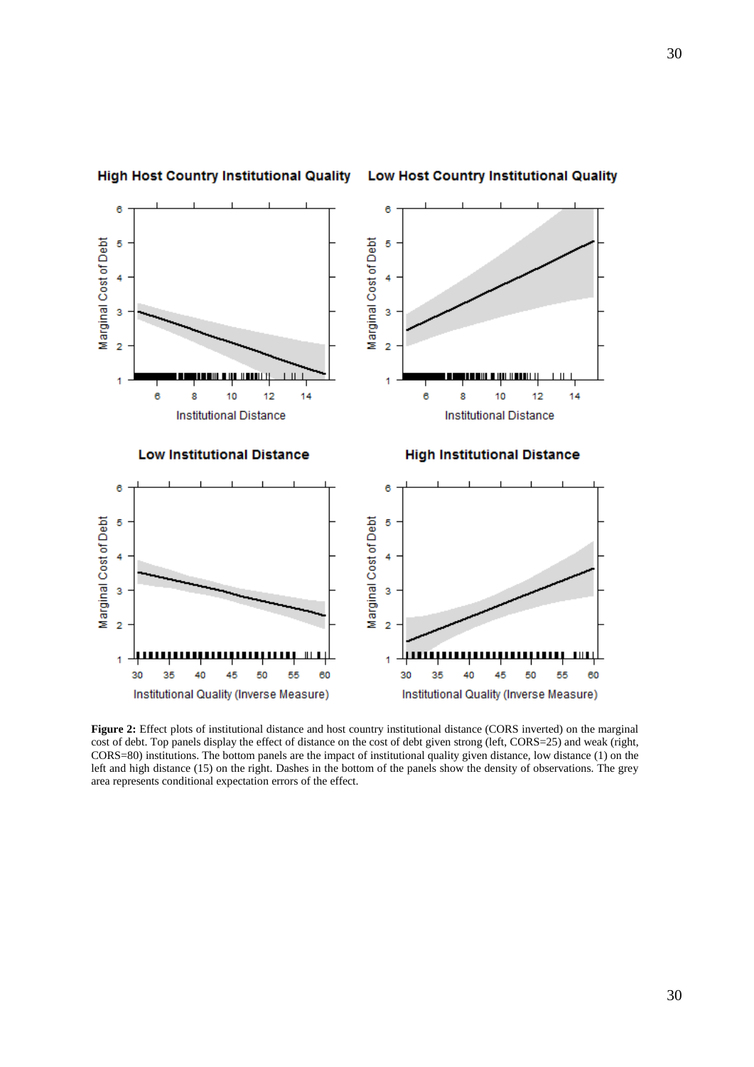**Figure 2:** Effect plots of institutional distance and host country institutional distance (CORS inverted) on the marginal cost of debt. Top panels display the effect of distance on the cost of debt given strong (left, CORS=25) and weak (right, CORS=80) institutions. The bottom panels are the impact of institutional quality given distance, low distance (1) on the left and high distance (15) on the right. Dashes in the bottom of the panels show the density of observations. The grey area represents conditional expectation errors of the effect.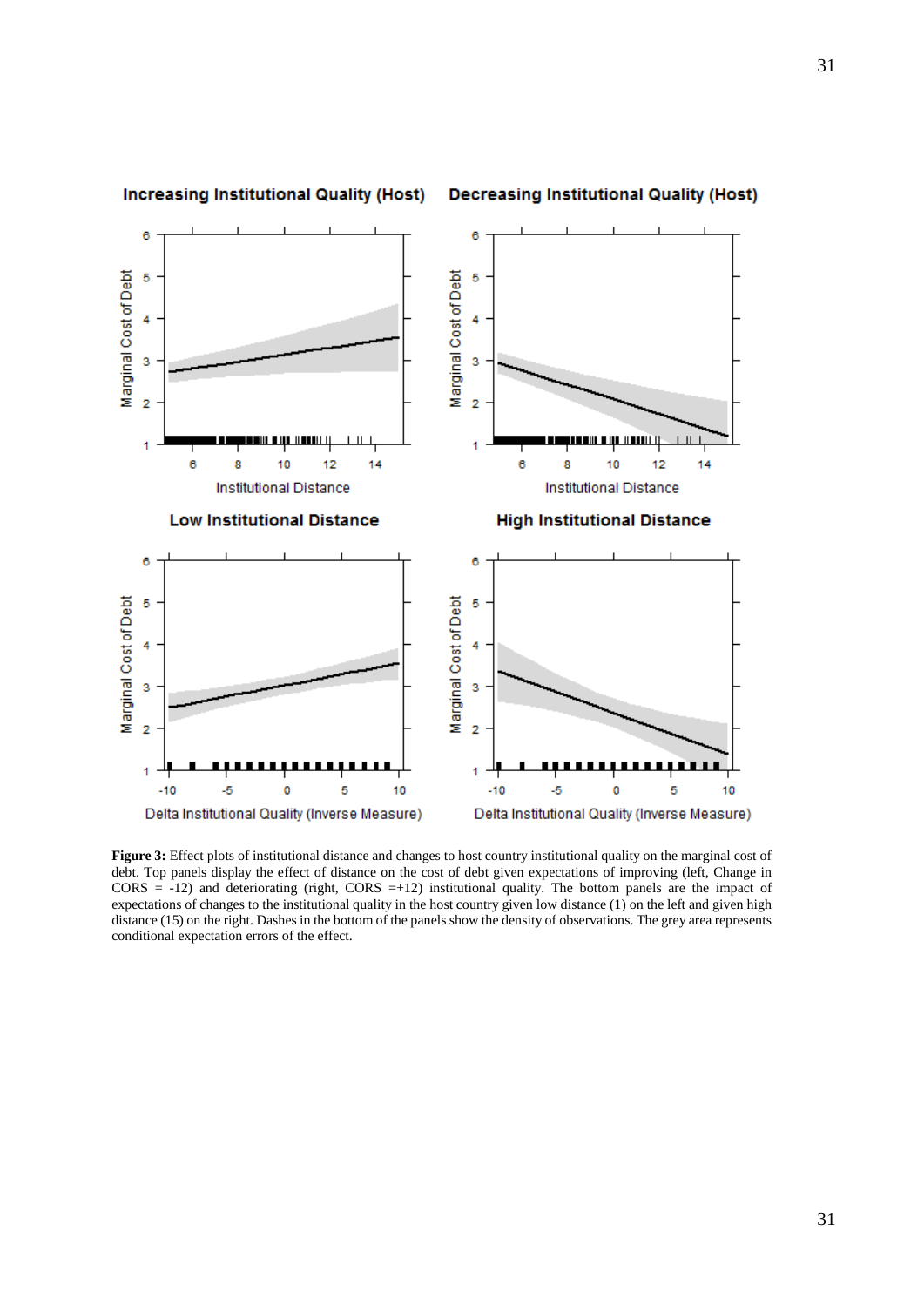**Figure 3:** Effect plots of institutional distance and changes to host country institutional quality on the marginal cost of debt. Top panels display the effect of distance on the cost of debt given expectations of improving (left, Change in CORS = -12) and deteriorating (right, CORS =+12) institutional quality. The bottom panels are the impact of expectations of changes to the institutional quality in the host country given low distance (1) on the left and given high distance (15) on the right. Dashes in the bottom of the panels show the density of observations. The grey area represents conditional expectation errors of the effect.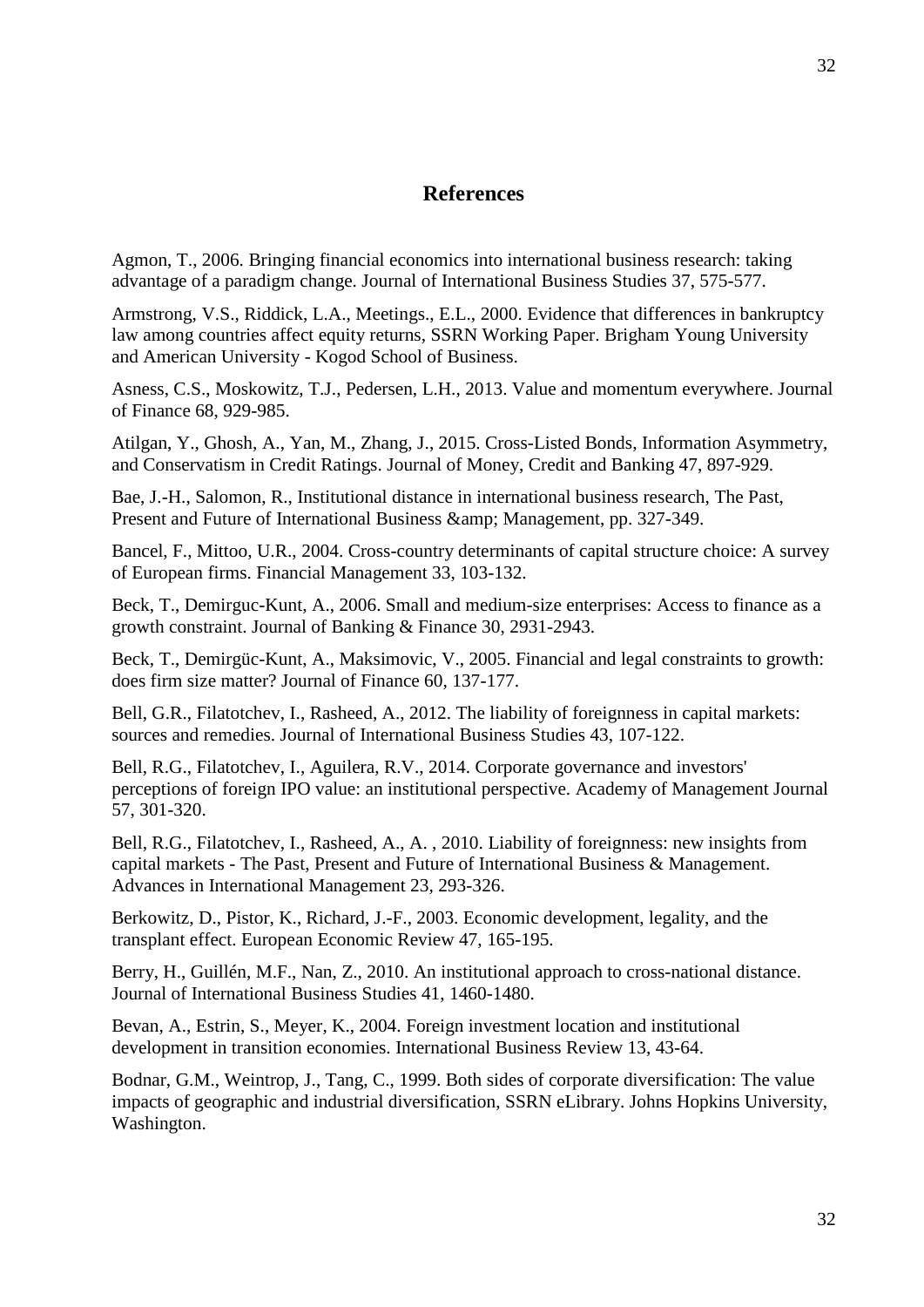## References

Agmon, T., 2006. Bringing financial economics into international business research: taking advantage of a paradigm change. Journal of International Business Studies 37, 575-577.

Armstrong, V.S., Riddick, L.A., Meetings., E.L., 2000. Evidence that differences in bankruptcy law among countries affect equity returns, SSRN Working Paper. Brigham Young University and American University - Kogod School of Business.

Asness, C.S., Moskowitz, T.J., Pedersen, L.H., 2013. Value and momentum everywhere. Journal of Finance 68, 929-985.

Atilgan, Y., Ghosh, A., Yan, M., Zhang, J., 2015. Cross-Listed Bonds, Information Asymmetry, and Conservatism in Credit Ratings. Journal of Money, Credit and Banking 47, 897-929.

Bae, J.-H., Salomon, R., Institutional distance in international business research, The Past, Present and Future of International Business &amp; Management, pp. 327-349.

Bancel, F., Mittoo, U.R., 2004. Cross-country determinants of capital structure choice: A survey of European firms. Financial Management 33, 103-132.

Beck, T., Demirguc-Kunt, A., 2006. Small and medium-size enterprises: Access to finance as a growth constraint. Journal of Banking & Finance 30, 2931-2943.

Beck, T., Demirgüc-Kunt, A., Maksimovic, V., 2005. Financial and legal constraints to growth: does firm size matter? Journal of Finance 60, 137-177.

Bell, G.R., Filatotchev, I., Rasheed, A., 2012. The liability of foreignness in capital markets: sources and remedies. Journal of International Business Studies 43, 107-122.

Bell, R.G., Filatotchev, I., Aguilera, R.V., 2014. Corporate governance and investors' perceptions of foreign IPO value: an institutional perspective. Academy of Management Journal 57, 301-320.

Bell, R.G., Filatotchev, I., Rasheed, A., A. , 2010. Liability of foreignness: new insights from capital markets - The Past, Present and Future of International Business & Management. Advances in International Management 23, 293-326.

Berkowitz, D., Pistor, K., Richard, J.-F., 2003. Economic development, legality, and the transplant effect. European Economic Review 47, 165-195.

Berry, H., Guillén, M.F., Nan, Z., 2010. An institutional approach to cross-national distance. Journal of International Business Studies 41, 1460-1480.

Bevan, A., Estrin, S., Meyer, K., 2004. Foreign investment location and institutional development in transition economies. International Business Review 13, 43-64.

Bodnar, G.M., Weintrop, J., Tang, C., 1999. Both sides of corporate diversification: The value impacts of geographic and industrial diversification, SSRN eLibrary. Johns Hopkins University, Washington.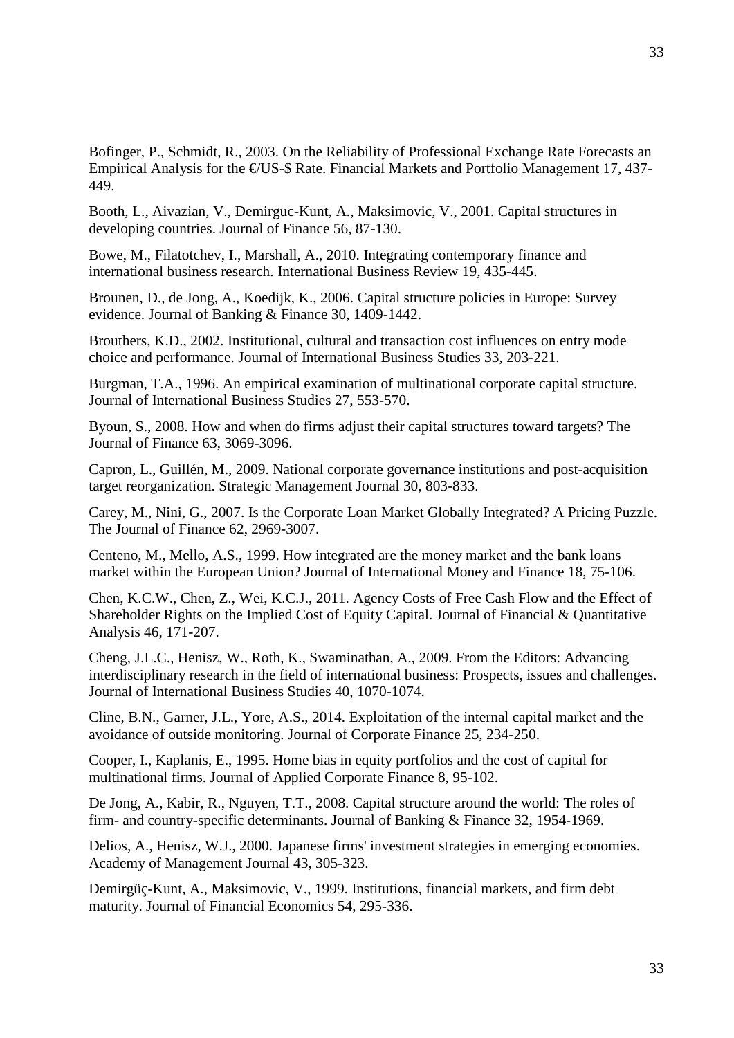Bofinger, P., Schmidt, R., 2003. On the Reliability of Professional Exchange Rate Forecasts an Empirical Analysis for the €/US-$ Rate. Financial Markets and Portfolio Management 17, 437-449.

Booth, L., Aivazian, V., Demirguc-Kunt, A., Maksimovic, V., 2001. Capital structures in developing countries. Journal of Finance 56, 87-130.

Bowe, M., Filatotchev, I., Marshall, A., 2010. Integrating contemporary finance and international business research. International Business Review 19, 435-445.

Brounen, D., de Jong, A., Koedijk, K., 2006. Capital structure policies in Europe: Survey evidence. Journal of Banking & Finance 30, 1409-1442.

Brouthers, K.D., 2002. Institutional, cultural and transaction cost influences on entry mode choice and performance. Journal of International Business Studies 33, 203-221.

Burgman, T.A., 1996. An empirical examination of multinational corporate capital structure. Journal of International Business Studies 27, 553-570.

Byoun, S., 2008. How and when do firms adjust their capital structures toward targets? The Journal of Finance 63, 3069-3096.

Capron, L., Guillén, M., 2009. National corporate governance institutions and post-acquisition target reorganization. Strategic Management Journal 30, 803-833.

Carey, M., Nini, G., 2007. Is the Corporate Loan Market Globally Integrated? A Pricing Puzzle. The Journal of Finance 62, 2969-3007.

Centeno, M., Mello, A.S., 1999. How integrated are the money market and the bank loans market within the European Union? Journal of International Money and Finance 18, 75-106.

Chen, K.C.W., Chen, Z., Wei, K.C.J., 2011. Agency Costs of Free Cash Flow and the Effect of Shareholder Rights on the Implied Cost of Equity Capital. Journal of Financial & Quantitative Analysis 46, 171-207.

Cheng, J.L.C., Henisz, W., Roth, K., Swaminathan, A., 2009. From the Editors: Advancing interdisciplinary research in the field of international business: Prospects, issues and challenges. Journal of International Business Studies 40, 1070-1074.

Cline, B.N., Garner, J.L., Yore, A.S., 2014. Exploitation of the internal capital market and the avoidance of outside monitoring. Journal of Corporate Finance 25, 234-250.

Cooper, I., Kaplanis, E., 1995. Home bias in equity portfolios and the cost of capital for multinational firms. Journal of Applied Corporate Finance 8, 95-102.

De Jong, A., Kabir, R., Nguyen, T.T., 2008. Capital structure around the world: The roles of firm- and country-specific determinants. Journal of Banking & Finance 32, 1954-1969.

Delios, A., Henisz, W.J., 2000. Japanese firms' investment strategies in emerging economies. Academy of Management Journal 43, 305-323.

Demirgüç-Kunt, A., Maksimovic, V., 1999. Institutions, financial markets, and firm debt maturity. Journal of Financial Economics 54, 295-336.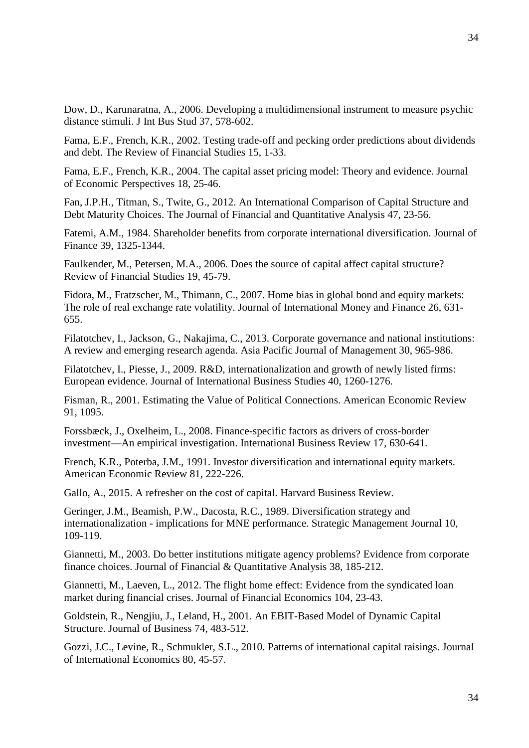Dow, D., Karunaratna, A., 2006. Developing a multidimensional instrument to measure psychic distance stimuli. J Int Bus Stud 37, 578-602.

Fama, E.F., French, K.R., 2002. Testing trade-off and pecking order predictions about dividends and debt. The Review of Financial Studies 15, 1-33.

Fama, E.F., French, K.R., 2004. The capital asset pricing model: Theory and evidence. Journal of Economic Perspectives 18, 25-46.

Fan, J.P.H., Titman, S., Twite, G., 2012. An International Comparison of Capital Structure and Debt Maturity Choices. The Journal of Financial and Quantitative Analysis 47, 23-56.

Fatemi, A.M., 1984. Shareholder benefits from corporate international diversification. Journal of Finance 39, 1325-1344.

Faulkender, M., Petersen, M.A., 2006. Does the source of capital affect capital structure? Review of Financial Studies 19, 45-79.

Fidora, M., Fratzscher, M., Thimann, C., 2007. Home bias in global bond and equity markets: The role of real exchange rate volatility. Journal of International Money and Finance 26, 631-655.

Filatotchev, I., Jackson, G., Nakajima, C., 2013. Corporate governance and national institutions: A review and emerging research agenda. Asia Pacific Journal of Management 30, 965-986.

Filatotchev, I., Piesse, J., 2009. R&D, internationalization and growth of newly listed firms: European evidence. Journal of International Business Studies 40, 1260-1276.

Fisman, R., 2001. Estimating the Value of Political Connections. American Economic Review 91, 1095.

Forssbæck, J., Oxelheim, L., 2008. Finance-specific factors as drivers of cross-border investment—An empirical investigation. International Business Review 17, 630-641.

French, K.R., Poterba, J.M., 1991. Investor diversification and international equity markets. American Economic Review 81, 222-226.

Gallo, A., 2015. A refresher on the cost of capital. Harvard Business Review.

Geringer, J.M., Beamish, P.W., Dacosta, R.C., 1989. Diversification strategy and internationalization - implications for MNE performance. Strategic Management Journal 10, 109-119.

Giannetti, M., 2003. Do better institutions mitigate agency problems? Evidence from corporate finance choices. Journal of Financial & Quantitative Analysis 38, 185-212.

Giannetti, M., Laeven, L., 2012. The flight home effect: Evidence from the syndicated loan market during financial crises. Journal of Financial Economics 104, 23-43.

Goldstein, R., Nengjiu, J., Leland, H., 2001. An EBIT-Based Model of Dynamic Capital Structure. Journal of Business 74, 483-512.

Gozzi, J.C., Levine, R., Schmukler, S.L., 2010. Patterns of international capital raisings. Journal of International Economics 80, 45-57.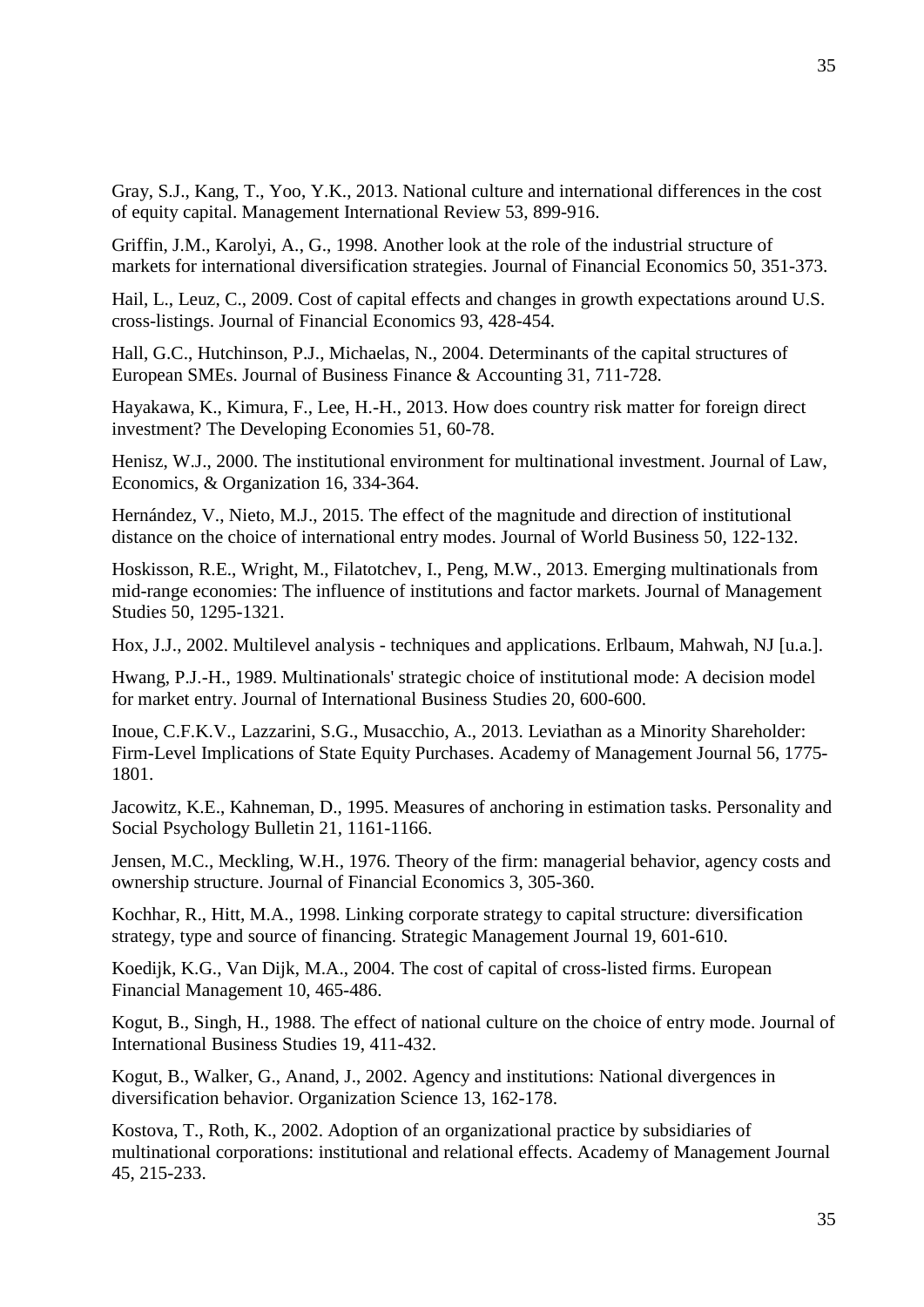Gray, S.J., Kang, T., Yoo, Y.K., 2013. National culture and international differences in the cost of equity capital. Management International Review 53, 899-916.

Griffin, J.M., Karolyi, A., G., 1998. Another look at the role of the industrial structure of markets for international diversification strategies. Journal of Financial Economics 50, 351-373.

Hail, L., Leuz, C., 2009. Cost of capital effects and changes in growth expectations around U.S. cross-listings. Journal of Financial Economics 93, 428-454.

Hall, G.C., Hutchinson, P.J., Michaelas, N., 2004. Determinants of the capital structures of European SMEs. Journal of Business Finance & Accounting 31, 711-728.

Hayakawa, K., Kimura, F., Lee, H.-H., 2013. How does country risk matter for foreign direct investment? The Developing Economies 51, 60-78.

Henisz, W.J., 2000. The institutional environment for multinational investment. Journal of Law, Economics, & Organization 16, 334-364.

Hernández, V., Nieto, M.J., 2015. The effect of the magnitude and direction of institutional distance on the choice of international entry modes. Journal of World Business 50, 122-132.

Hoskisson, R.E., Wright, M., Filatotchev, I., Peng, M.W., 2013. Emerging multinationals from mid-range economies: The influence of institutions and factor markets. Journal of Management Studies 50, 1295-1321.

Hox, J.J., 2002. Multilevel analysis - techniques and applications. Erlbaum, Mahwah, NJ [u.a.].

Hwang, P.J.-H., 1989. Multinationals' strategic choice of institutional mode: A decision model for market entry. Journal of International Business Studies 20, 600-600.

Inoue, C.F.K.V., Lazzarini, S.G., Musacchio, A., 2013. Leviathan as a Minority Shareholder: Firm-Level Implications of State Equity Purchases. Academy of Management Journal 56, 1775-1801.

Jacowitz, K.E., Kahneman, D., 1995. Measures of anchoring in estimation tasks. Personality and Social Psychology Bulletin 21, 1161-1166.

Jensen, M.C., Meckling, W.H., 1976. Theory of the firm: managerial behavior, agency costs and ownership structure. Journal of Financial Economics 3, 305-360.

Kochhar, R., Hitt, M.A., 1998. Linking corporate strategy to capital structure: diversification strategy, type and source of financing. Strategic Management Journal 19, 601-610.

Koedijk, K.G., Van Dijk, M.A., 2004. The cost of capital of cross-listed firms. European Financial Management 10, 465-486.

Kogut, B., Singh, H., 1988. The effect of national culture on the choice of entry mode. Journal of International Business Studies 19, 411-432.

Kogut, B., Walker, G., Anand, J., 2002. Agency and institutions: National divergences in diversification behavior. Organization Science 13, 162-178.

Kostova, T., Roth, K., 2002. Adoption of an organizational practice by subsidiaries of multinational corporations: institutional and relational effects. Academy of Management Journal 45, 215-233.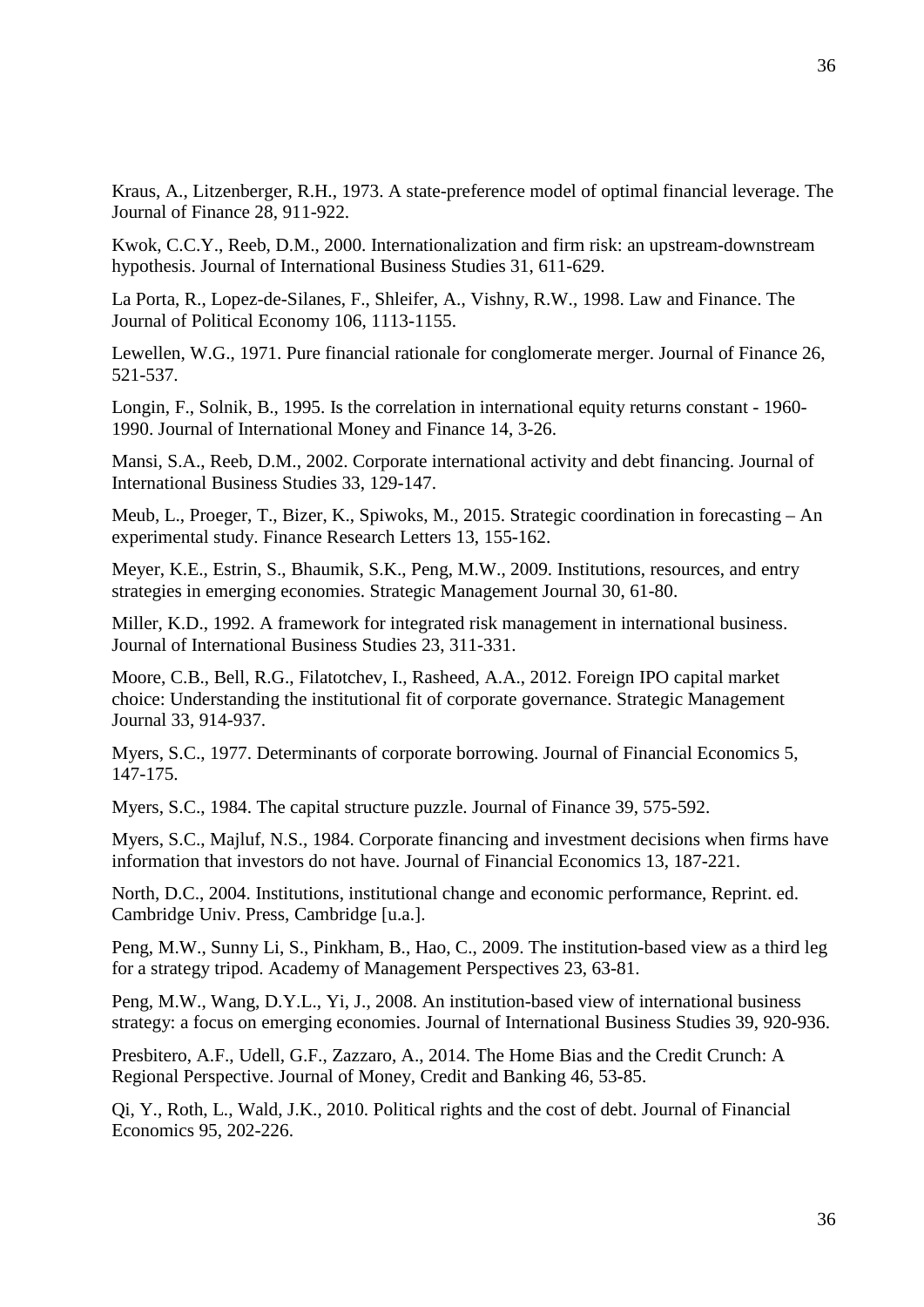Kraus, A., Litzenberger, R.H., 1973. A state-preference model of optimal financial leverage. The Journal of Finance 28, 911-922.

Kwok, C.C.Y., Reeb, D.M., 2000. Internationalization and firm risk: an upstream-downstream hypothesis. Journal of International Business Studies 31, 611-629.

La Porta, R., Lopez-de-Silanes, F., Shleifer, A., Vishny, R.W., 1998. Law and Finance. The Journal of Political Economy 106, 1113-1155.

Lewellen, W.G., 1971. Pure financial rationale for conglomerate merger. Journal of Finance 26, 521-537.

Longin, F., Solnik, B., 1995. Is the correlation in international equity returns constant - 1960-1990. Journal of International Money and Finance 14, 3-26.

Mansi, S.A., Reeb, D.M., 2002. Corporate international activity and debt financing. Journal of International Business Studies 33, 129-147.

Meub, L., Proeger, T., Bizer, K., Spiwoks, M., 2015. Strategic coordination in forecasting – An experimental study. Finance Research Letters 13, 155-162.

Meyer, K.E., Estrin, S., Bhaumik, S.K., Peng, M.W., 2009. Institutions, resources, and entry strategies in emerging economies. Strategic Management Journal 30, 61-80.

Miller, K.D., 1992. A framework for integrated risk management in international business. Journal of International Business Studies 23, 311-331.

Moore, C.B., Bell, R.G., Filatotchev, I., Rasheed, A.A., 2012. Foreign IPO capital market choice: Understanding the institutional fit of corporate governance. Strategic Management Journal 33, 914-937.

Myers, S.C., 1977. Determinants of corporate borrowing. Journal of Financial Economics 5, 147-175.

Myers, S.C., 1984. The capital structure puzzle. Journal of Finance 39, 575-592.

Myers, S.C., Majluf, N.S., 1984. Corporate financing and investment decisions when firms have information that investors do not have. Journal of Financial Economics 13, 187-221.

North, D.C., 2004. Institutions, institutional change and economic performance, Reprint. ed. Cambridge Univ. Press, Cambridge [u.a.].

Peng, M.W., Sunny Li, S., Pinkham, B., Hao, C., 2009. The institution-based view as a third leg for a strategy tripod. Academy of Management Perspectives 23, 63-81.

Peng, M.W., Wang, D.Y.L., Yi, J., 2008. An institution-based view of international business strategy: a focus on emerging economies. Journal of International Business Studies 39, 920-936.

Presbitero, A.F., Udell, G.F., Zazzaro, A., 2014. The Home Bias and the Credit Crunch: A Regional Perspective. Journal of Money, Credit and Banking 46, 53-85.

Qi, Y., Roth, L., Wald, J.K., 2010. Political rights and the cost of debt. Journal of Financial Economics 95, 202-226.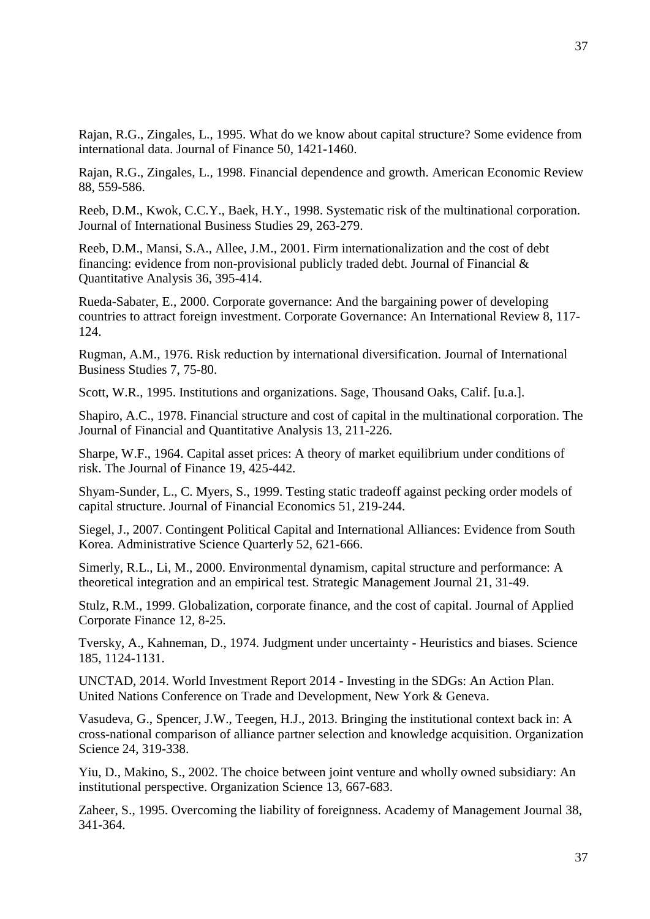Rajan, R.G., Zingales, L., 1995. What do we know about capital structure? Some evidence from international data. Journal of Finance 50, 1421-1460.

Rajan, R.G., Zingales, L., 1998. Financial dependence and growth. American Economic Review 88, 559-586.

Reeb, D.M., Kwok, C.C.Y., Baek, H.Y., 1998. Systematic risk of the multinational corporation. Journal of International Business Studies 29, 263-279.

Reeb, D.M., Mansi, S.A., Allee, J.M., 2001. Firm internationalization and the cost of debt financing: evidence from non-provisional publicly traded debt. Journal of Financial & Quantitative Analysis 36, 395-414.

Rueda-Sabater, E., 2000. Corporate governance: And the bargaining power of developing countries to attract foreign investment. Corporate Governance: An International Review 8, 117-124.

Rugman, A.M., 1976. Risk reduction by international diversification. Journal of International Business Studies 7, 75-80.

Scott, W.R., 1995. Institutions and organizations. Sage, Thousand Oaks, Calif. [u.a.].

Shapiro, A.C., 1978. Financial structure and cost of capital in the multinational corporation. The Journal of Financial and Quantitative Analysis 13, 211-226.

Sharpe, W.F., 1964. Capital asset prices: A theory of market equilibrium under conditions of risk. The Journal of Finance 19, 425-442.

Shyam-Sunder, L., C. Myers, S., 1999. Testing static tradeoff against pecking order models of capital structure. Journal of Financial Economics 51, 219-244.

Siegel, J., 2007. Contingent Political Capital and International Alliances: Evidence from South Korea. Administrative Science Quarterly 52, 621-666.

Simerly, R.L., Li, M., 2000. Environmental dynamism, capital structure and performance: A theoretical integration and an empirical test. Strategic Management Journal 21, 31-49.

Stulz, R.M., 1999. Globalization, corporate finance, and the cost of capital. Journal of Applied Corporate Finance 12, 8-25.

Tversky, A., Kahneman, D., 1974. Judgment under uncertainty - Heuristics and biases. Science 185, 1124-1131.

UNCTAD, 2014. World Investment Report 2014 - Investing in the SDGs: An Action Plan. United Nations Conference on Trade and Development, New York & Geneva.

Vasudeva, G., Spencer, J.W., Teegen, H.J., 2013. Bringing the institutional context back in: A cross-national comparison of alliance partner selection and knowledge acquisition. Organization Science 24, 319-338.

Yiu, D., Makino, S., 2002. The choice between joint venture and wholly owned subsidiary: An institutional perspective. Organization Science 13, 667-683.

Zaheer, S., 1995. Overcoming the liability of foreignness. Academy of Management Journal 38, 341-364.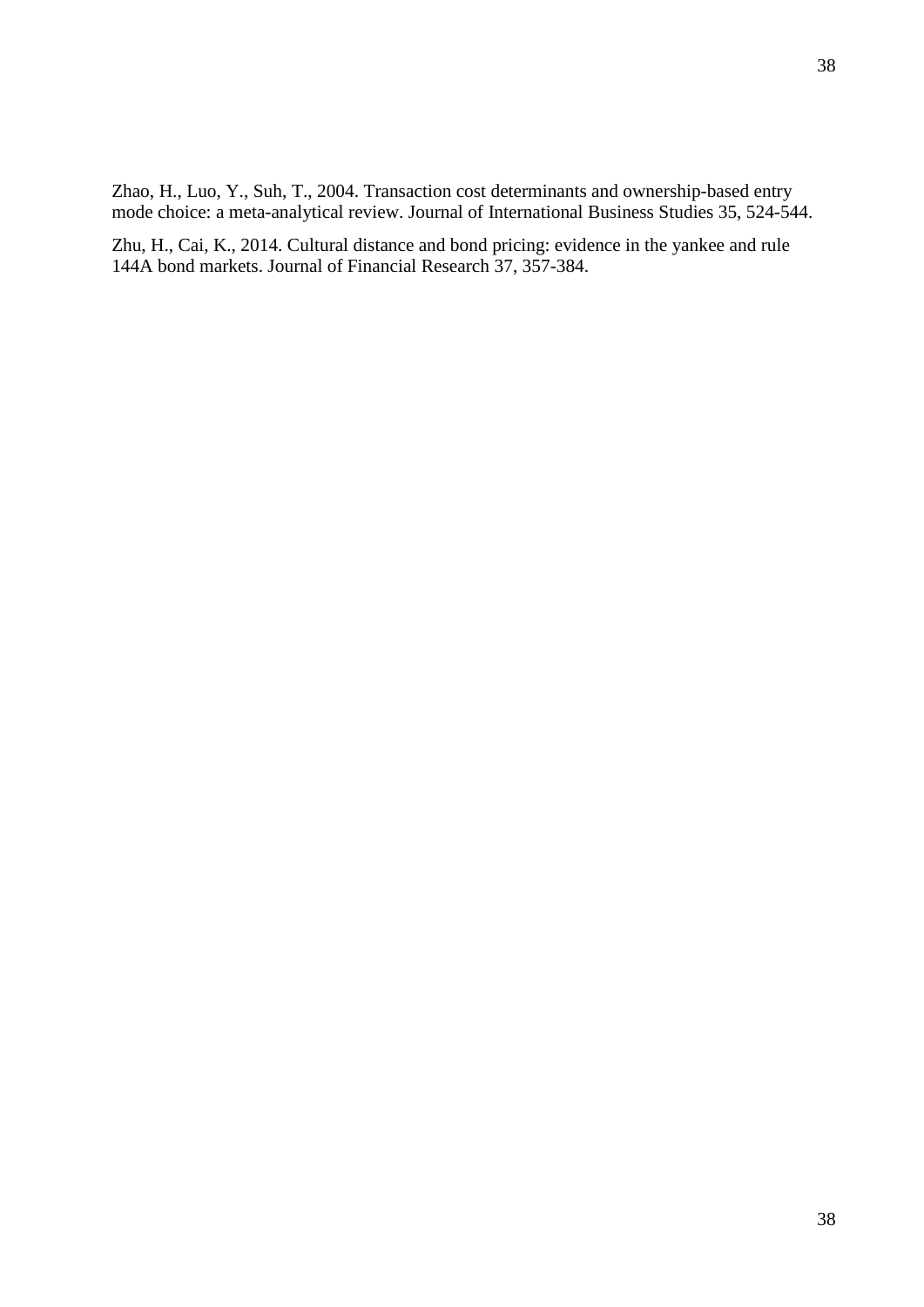Zhao, H., Luo, Y., Suh, T., 2004. Transaction cost determinants and ownership-based entry mode choice: a meta-analytical review. Journal of International Business Studies 35, 524-544.

Zhu, H., Cai, K., 2014. Cultural distance and bond pricing: evidence in the yankee and rule 144A bond markets. Journal of Financial Research 37, 357-384.